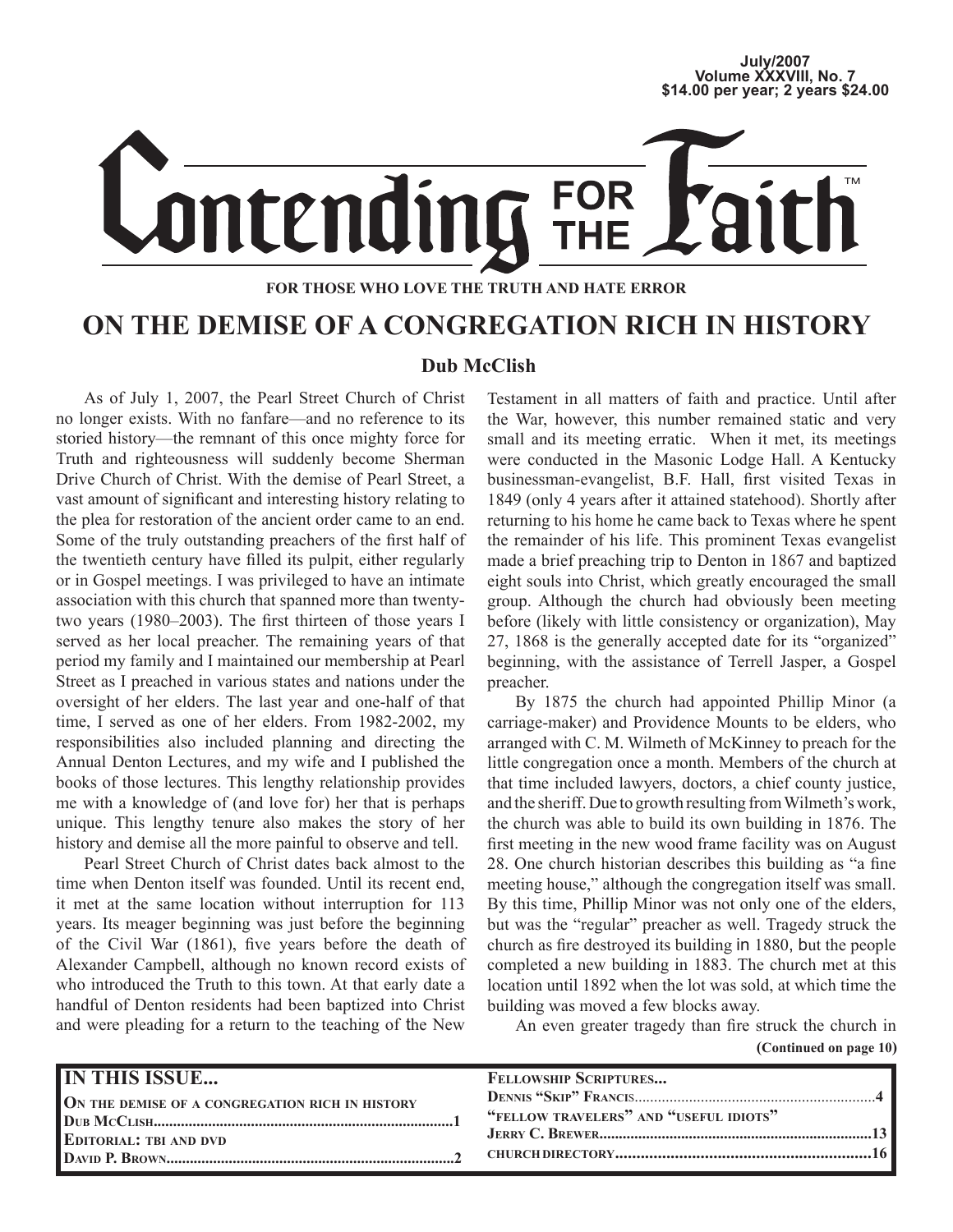July/2007
Volume XXXVIII, No. 7
$14.00 per year; 2 years $24.00

# Contending FOR THE Faith™

**FOR THOSE WHO LOVE THE TRUTH AND HATE ERROR**

## ON THE DEMISE OF A CONGREGATION RICH IN HISTORY

**Dub McClish**

As of July 1, 2007, the Pearl Street Church of Christ no longer exists. With no fanfare—and no reference to its storied history—the remnant of this once mighty force for Truth and righteousness will suddenly become Sherman Drive Church of Christ. With the demise of Pearl Street, a vast amount of significant and interesting history relating to the plea for restoration of the ancient order came to an end. Some of the truly outstanding preachers of the first half of the twentieth century have filled its pulpit, either regularly or in Gospel meetings. I was privileged to have an intimate association with this church that spanned more than twenty-two years (1980–2003). The first thirteen of those years I served as her local preacher. The remaining years of that period my family and I maintained our membership at Pearl Street as I preached in various states and nations under the oversight of her elders. The last year and one-half of that time, I served as one of her elders. From 1982-2002, my responsibilities also included planning and directing the Annual Denton Lectures, and my wife and I published the books of those lectures. This lengthy relationship provides me with a knowledge of (and love for) her that is perhaps unique. This lengthy tenure also makes the story of her history and demise all the more painful to observe and tell.

Pearl Street Church of Christ dates back almost to the time when Denton itself was founded. Until its recent end, it met at the same location without interruption for 113 years. Its meager beginning was just before the beginning of the Civil War (1861), five years before the death of Alexander Campbell, although no known record exists of who introduced the Truth to this town. At that early date a handful of Denton residents had been baptized into Christ and were pleading for a return to the teaching of the New Testament in all matters of faith and practice. Until after the War, however, this number remained static and very small and its meeting erratic. When it met, its meetings were conducted in the Masonic Lodge Hall. A Kentucky businessman-evangelist, B.F. Hall, first visited Texas in 1849 (only 4 years after it attained statehood). Shortly after returning to his home he came back to Texas where he spent the remainder of his life. This prominent Texas evangelist made a brief preaching trip to Denton in 1867 and baptized eight souls into Christ, which greatly encouraged the small group. Although the church had obviously been meeting before (likely with little consistency or organization), May 27, 1868 is the generally accepted date for its "organized" beginning, with the assistance of Terrell Jasper, a Gospel preacher.

By 1875 the church had appointed Phillip Minor (a carriage-maker) and Providence Mounts to be elders, who arranged with C. M. Wilmeth of McKinney to preach for the little congregation once a month. Members of the church at that time included lawyers, doctors, a chief county justice, and the sheriff. Due to growth resulting from Wilmeth's work, the church was able to build its own building in 1876. The first meeting in the new wood frame facility was on August 28. One church historian describes this building as "a fine meeting house," although the congregation itself was small. By this time, Phillip Minor was not only one of the elders, but was the "regular" preacher as well. Tragedy struck the church as fire destroyed its building in 1880, but the people completed a new building in 1883. The church met at this location until 1892 when the lot was sold, at which time the building was moved a few blocks away.

An even greater tragedy than fire struck the church in

**(Continued on page 10)**

### IN THIS ISSUE...

- **On the Demise of a Congregation Rich in History** — Dub McClish ... 1
- **Editorial: TBI and DVD** — David P. Brown ... 2
- **Fellowship Scriptures...** — Dennis "Skip" Francis ... 4
- **"Fellow Travelers" and "Useful Idiots"** — Jerry C. Brewer ... 13
- **Church Directory** ... 16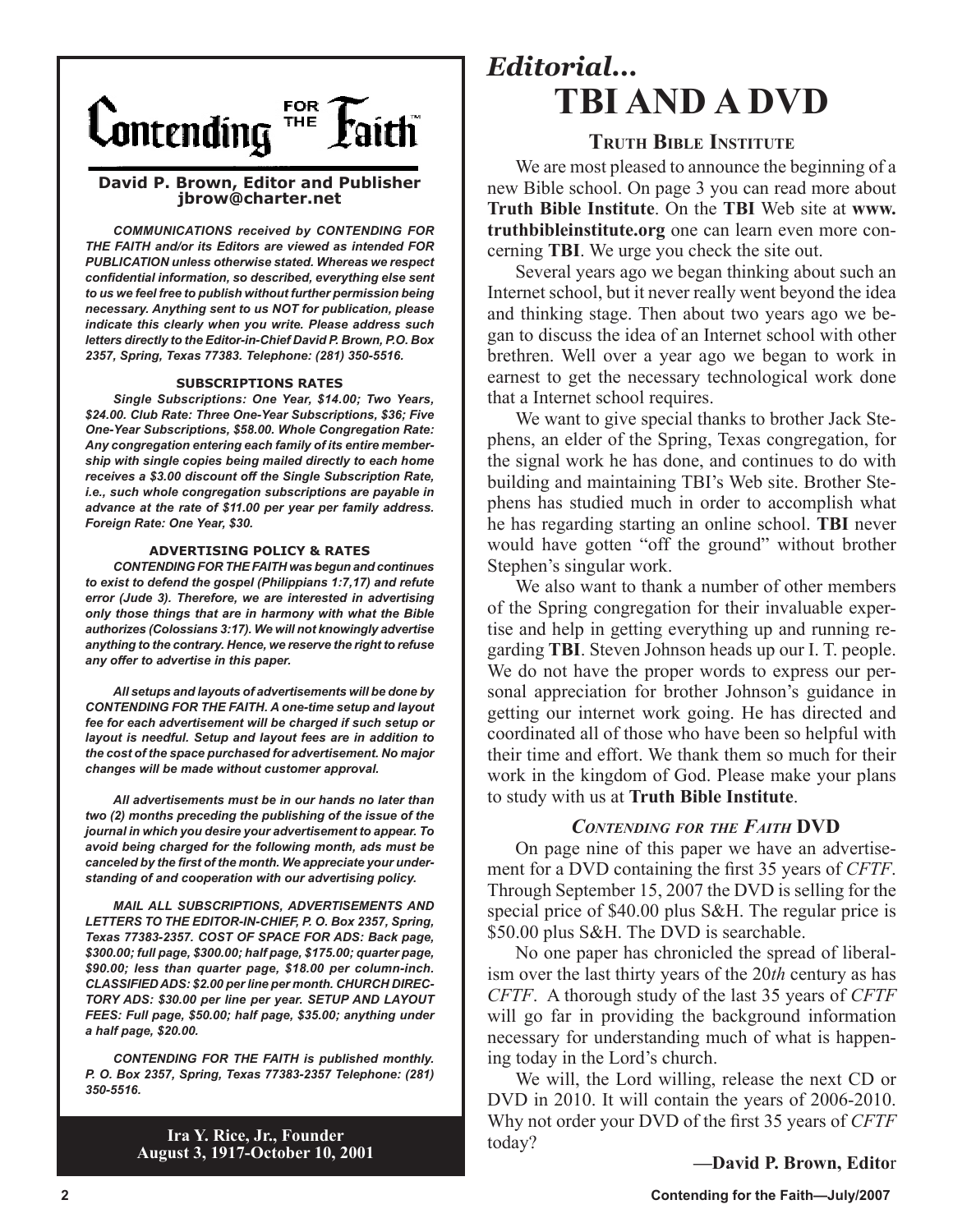# Contending FOR THE Faith™

**David P. Brown, Editor and Publisher**
**jbrow@charter.net**

***COMMUNICATIONS received by CONTENDING FOR THE FAITH and/or its Editors are viewed as intended FOR PUBLICATION unless otherwise stated. Whereas we respect confidential information, so described, everything else sent to us we feel free to publish without further permission being necessary. Anything sent to us NOT for publication, please indicate this clearly when you write. Please address such letters directly to the Editor-in-Chief David P. Brown, P.O. Box 2357, Spring, Texas 77383. Telephone: (281) 350-5516.***

**SUBSCRIPTIONS RATES**

***Single Subscriptions: One Year, $14.00; Two Years, $24.00. Club Rate: Three One-Year Subscriptions, $36; Five One-Year Subscriptions, $58.00. Whole Congregation Rate: Any congregation entering each family of its entire membership with single copies being mailed directly to each home receives a $3.00 discount off the Single Subscription Rate, i.e., such whole congregation subscriptions are payable in advance at the rate of $11.00 per year per family address. Foreign Rate: One Year, $30.***

**ADVERTISING POLICY & RATES**

***CONTENDING FOR THE FAITH was begun and continues to exist to defend the gospel (Philippians 1:7,17) and refute error (Jude 3). Therefore, we are interested in advertising only those things that are in harmony with what the Bible authorizes (Colossians 3:17). We will not knowingly advertise anything to the contrary. Hence, we reserve the right to refuse any offer to advertise in this paper.***

***All setups and layouts of advertisements will be done by CONTENDING FOR THE FAITH. A one-time setup and layout fee for each advertisement will be charged if such setup or layout is needful. Setup and layout fees are in addition to the cost of the space purchased for advertisement. No major changes will be made without customer approval.***

***All advertisements must be in our hands no later than two (2) months preceding the publishing of the issue of the journal in which you desire your advertisement to appear. To avoid being charged for the following month, ads must be canceled by the first of the month. We appreciate your understanding of and cooperation with our advertising policy.***

***MAIL ALL SUBSCRIPTIONS, ADVERTISEMENTS AND LETTERS TO THE EDITOR-IN-CHIEF, P. O. Box 2357, Spring, Texas 77383-2357. COST OF SPACE FOR ADS: Back page, $300.00; full page, $300.00; half page, $175.00; quarter page, $90.00; less than quarter page, $18.00 per column-inch. CLASSIFIED ADS: $2.00 per line per month. CHURCH DIRECTORY ADS: $30.00 per line per year. SETUP AND LAYOUT FEES: Full page, $50.00; half page, $35.00; anything under a half page, $20.00.***

***CONTENDING FOR THE FAITH is published monthly. P. O. Box 2357, Spring, Texas 77383-2357 Telephone: (281) 350-5516.***

**Ira Y. Rice, Jr., Founder**
**August 3, 1917-October 10, 2001**

# *Editorial...* TBI AND A DVD

## Truth Bible Institute

We are most pleased to announce the beginning of a new Bible school. On page 3 you can read more about **Truth Bible Institute**. On the **TBI** Web site at **www.truthbibleinstitute.org** one can learn even more concerning **TBI**. We urge you check the site out.

Several years ago we began thinking about such an Internet school, but it never really went beyond the idea and thinking stage. Then about two years ago we began to discuss the idea of an Internet school with other brethren. Well over a year ago we began to work in earnest to get the necessary technological work done that a Internet school requires.

We want to give special thanks to brother Jack Stephens, an elder of the Spring, Texas congregation, for the signal work he has done, and continues to do with building and maintaining TBI's Web site. Brother Stephens has studied much in order to accomplish what he has regarding starting an online school. **TBI** never would have gotten "off the ground" without brother Stephen's singular work.

We also want to thank a number of other members of the Spring congregation for their invaluable expertise and help in getting everything up and running regarding **TBI**. Steven Johnson heads up our I. T. people. We do not have the proper words to express our personal appreciation for brother Johnson's guidance in getting our internet work going. He has directed and coordinated all of those who have been so helpful with their time and effort. We thank them so much for their work in the kingdom of God. Please make your plans to study with us at **Truth Bible Institute**.

## *Contending for the Faith* DVD

On page nine of this paper we have an advertisement for a DVD containing the first 35 years of *CFTF*. Through September 15, 2007 the DVD is selling for the special price of $40.00 plus S&H. The regular price is $50.00 plus S&H. The DVD is searchable.

No one paper has chronicled the spread of liberalism over the last thirty years of the 20*th* century as has *CFTF*. A thorough study of the last 35 years of *CFTF* will go far in providing the background information necessary for understanding much of what is happening today in the Lord's church.

We will, the Lord willing, release the next CD or DVD in 2010. It will contain the years of 2006-2010. Why not order your DVD of the first 35 years of *CFTF* today?

**—David P. Brown, Editor**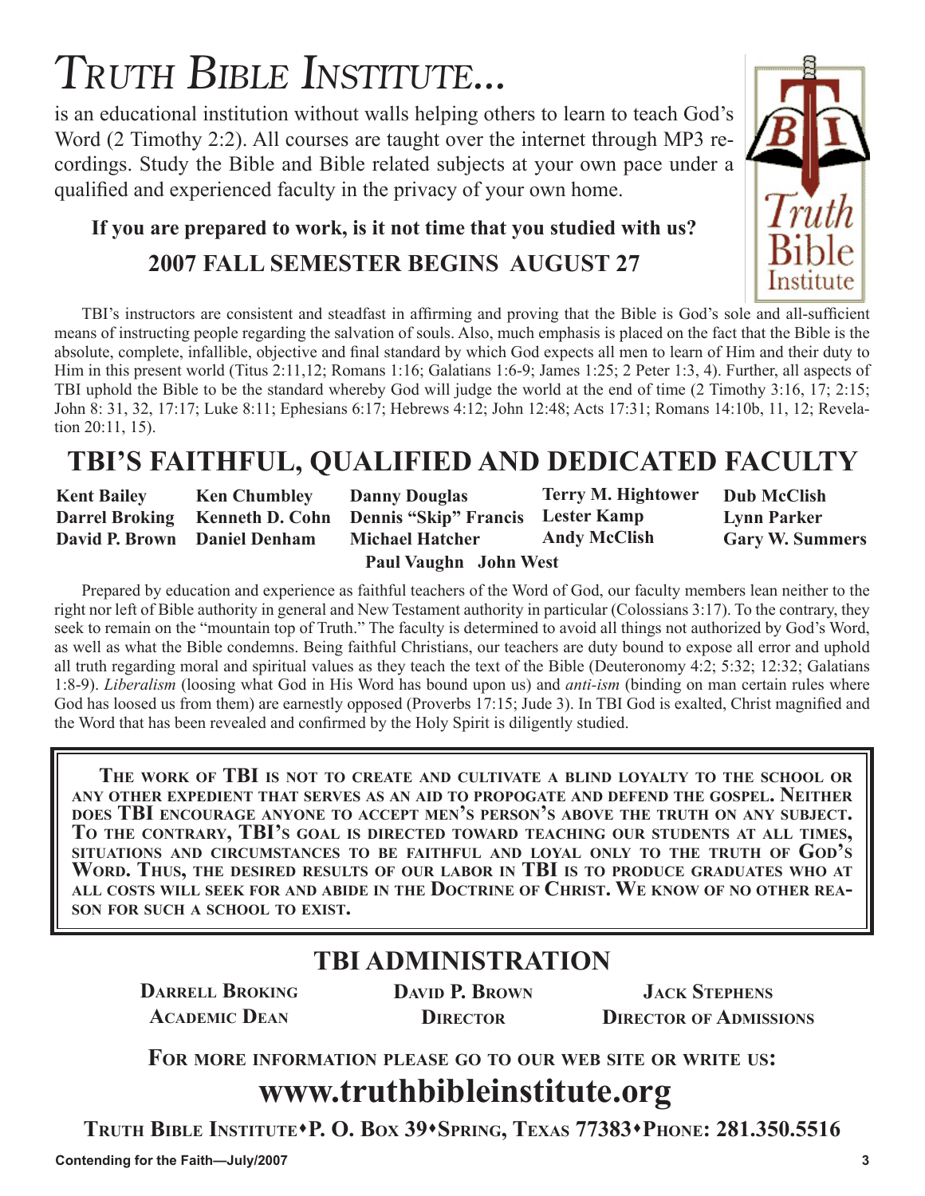# *Truth Bible Institute...*

is an educational institution without walls helping others to learn to teach God's Word (2 Timothy 2:2). All courses are taught over the internet through MP3 recordings. Study the Bible and Bible related subjects at your own pace under a qualified and experienced faculty in the privacy of your own home.

**If you are prepared to work, is it not time that you studied with us?**

**2007 FALL SEMESTER BEGINS AUGUST 27**

TBI's instructors are consistent and steadfast in affirming and proving that the Bible is God's sole and all-sufficient means of instructing people regarding the salvation of souls. Also, much emphasis is placed on the fact that the Bible is the absolute, complete, infallible, objective and final standard by which God expects all men to learn of Him and their duty to Him in this present world (Titus 2:11,12; Romans 1:16; Galatians 1:6-9; James 1:25; 2 Peter 1:3, 4). Further, all aspects of TBI uphold the Bible to be the standard whereby God will judge the world at the end of time (2 Timothy 3:16, 17; 2:15; John 8: 31, 32, 17:17; Luke 8:11; Ephesians 6:17; Hebrews 4:12; John 12:48; Acts 17:31; Romans 14:10b, 11, 12; Revelation 20:11, 15).

## TBI'S FAITHFUL, QUALIFIED AND DEDICATED FACULTY

**Kent Bailey**
**Darrel Broking**
**David P. Brown**
**Ken Chumbley**
**Kenneth D. Cohn**
**Daniel Denham**
**Danny Douglas**
**Dennis "Skip" Francis**
**Michael Hatcher**
**Terry M. Hightower**
**Lester Kamp**
**Andy McClish**
**Dub McClish**
**Lynn Parker**
**Gary W. Summers**
**Paul Vaughn**
**John West**

Prepared by education and experience as faithful teachers of the Word of God, our faculty members lean neither to the right nor left of Bible authority in general and New Testament authority in particular (Colossians 3:17). To the contrary, they seek to remain on the "mountain top of Truth." The faculty is determined to avoid all things not authorized by God's Word, as well as what the Bible condemns. Being faithful Christians, our teachers are duty bound to expose all error and uphold all truth regarding moral and spiritual values as they teach the text of the Bible (Deuteronomy 4:2; 5:32; 12:32; Galatians 1:8-9). *Liberalism* (loosing what God in His Word has bound upon us) and *anti-ism* (binding on man certain rules where God has loosed us from them) are earnestly opposed (Proverbs 17:15; Jude 3). In TBI God is exalted, Christ magnified and the Word that has been revealed and confirmed by the Holy Spirit is diligently studied.

**THE WORK OF TBI IS NOT TO CREATE AND CULTIVATE A BLIND LOYALTY TO THE SCHOOL OR ANY OTHER EXPEDIENT THAT SERVES AS AN AID TO PROPOGATE AND DEFEND THE GOSPEL. NEITHER DOES TBI ENCOURAGE ANYONE TO ACCEPT MEN'S PERSON'S ABOVE THE TRUTH ON ANY SUBJECT. TO THE CONTRARY, TBI'S GOAL IS DIRECTED TOWARD TEACHING OUR STUDENTS AT ALL TIMES, SITUATIONS AND CIRCUMSTANCES TO BE FAITHFUL AND LOYAL ONLY TO THE TRUTH OF GOD'S WORD. THUS, THE DESIRED RESULTS OF OUR LABOR IN TBI IS TO PRODUCE GRADUATES WHO AT ALL COSTS WILL SEEK FOR AND ABIDE IN THE DOCTRINE OF CHRIST. WE KNOW OF NO OTHER REASON FOR SUCH A SCHOOL TO EXIST.**

## TBI ADMINISTRATION

**DARRELL BROKING**
**ACADEMIC DEAN**

**DAVID P. BROWN**
**DIRECTOR**

**JACK STEPHENS**
**DIRECTOR OF ADMISSIONS**

**FOR MORE INFORMATION PLEASE GO TO OUR WEB SITE OR WRITE US:**

## www.truthbibleinstitute.org

**TRUTH BIBLE INSTITUTE•P. O. BOX 39•SPRING, TEXAS 77383•PHONE: 281.350.5516**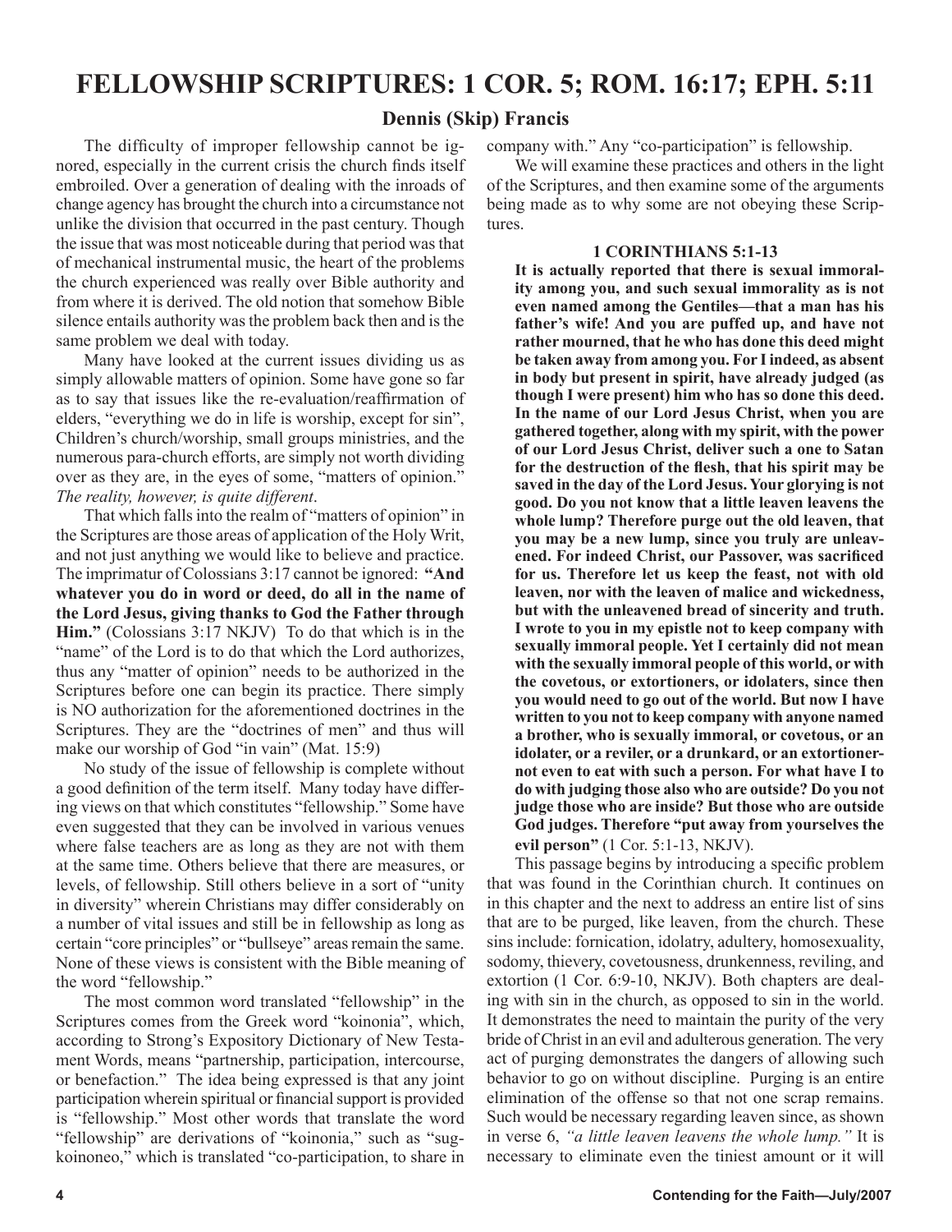# FELLOWSHIP SCRIPTURES: 1 COR. 5; ROM. 16:17; EPH. 5:11

## Dennis (Skip) Francis

The difficulty of improper fellowship cannot be ignored, especially in the current crisis the church finds itself embroiled. Over a generation of dealing with the inroads of change agency has brought the church into a circumstance not unlike the division that occurred in the past century. Though the issue that was most noticeable during that period was that of mechanical instrumental music, the heart of the problems the church experienced was really over Bible authority and from where it is derived. The old notion that somehow Bible silence entails authority was the problem back then and is the same problem we deal with today.

Many have looked at the current issues dividing us as simply allowable matters of opinion. Some have gone so far as to say that issues like the re-evaluation/reaffirmation of elders, "everything we do in life is worship, except for sin", Children's church/worship, small groups ministries, and the numerous para-church efforts, are simply not worth dividing over as they are, in the eyes of some, "matters of opinion." *The reality, however, is quite different*.

That which falls into the realm of "matters of opinion" in the Scriptures are those areas of application of the Holy Writ, and not just anything we would like to believe and practice. The imprimatur of Colossians 3:17 cannot be ignored: **"And whatever you do in word or deed, do all in the name of the Lord Jesus, giving thanks to God the Father through Him."** (Colossians 3:17 NKJV) To do that which is in the "name" of the Lord is to do that which the Lord authorizes, thus any "matter of opinion" needs to be authorized in the Scriptures before one can begin its practice. There simply is NO authorization for the aforementioned doctrines in the Scriptures. They are the "doctrines of men" and thus will make our worship of God "in vain" (Mat. 15:9)

No study of the issue of fellowship is complete without a good definition of the term itself. Many today have differing views on that which constitutes "fellowship." Some have even suggested that they can be involved in various venues where false teachers are as long as they are not with them at the same time. Others believe that there are measures, or levels, of fellowship. Still others believe in a sort of "unity in diversity" wherein Christians may differ considerably on a number of vital issues and still be in fellowship as long as certain "core principles" or "bullseye" areas remain the same. None of these views is consistent with the Bible meaning of the word "fellowship."

The most common word translated "fellowship" in the Scriptures comes from the Greek word "koinonia", which, according to Strong's Expository Dictionary of New Testament Words, means "partnership, participation, intercourse, or benefaction." The idea being expressed is that any joint participation wherein spiritual or financial support is provided is "fellowship." Most other words that translate the word "fellowship" are derivations of "koinonia," such as "sugkoinoneo," which is translated "co-participation, to share in company with." Any "co-participation" is fellowship.

We will examine these practices and others in the light of the Scriptures, and then examine some of the arguments being made as to why some are not obeying these Scriptures.

### 1 CORINTHIANS 5:1-13

**It is actually reported that there is sexual immorality among you, and such sexual immorality as is not even named among the Gentiles—that a man has his father's wife! And you are puffed up, and have not rather mourned, that he who has done this deed might be taken away from among you. For I indeed, as absent in body but present in spirit, have already judged (as though I were present) him who has so done this deed. In the name of our Lord Jesus Christ, when you are gathered together, along with my spirit, with the power of our Lord Jesus Christ, deliver such a one to Satan for the destruction of the flesh, that his spirit may be saved in the day of the Lord Jesus. Your glorying is not good. Do you not know that a little leaven leavens the whole lump? Therefore purge out the old leaven, that you may be a new lump, since you truly are unleavened. For indeed Christ, our Passover, was sacrificed for us. Therefore let us keep the feast, not with old leaven, nor with the leaven of malice and wickedness, but with the unleavened bread of sincerity and truth. I wrote to you in my epistle not to keep company with sexually immoral people. Yet I certainly did not mean with the sexually immoral people of this world, or with the covetous, or extortioners, or idolaters, since then you would need to go out of the world. But now I have written to you not to keep company with anyone named a brother, who is sexually immoral, or covetous, or an idolater, or a reviler, or a drunkard, or an extortioner-not even to eat with such a person. For what have I to do with judging those also who are outside? Do you not judge those who are inside? But those who are outside God judges. Therefore "put away from yourselves the evil person"** (1 Cor. 5:1-13, NKJV).

This passage begins by introducing a specific problem that was found in the Corinthian church. It continues on in this chapter and the next to address an entire list of sins that are to be purged, like leaven, from the church. These sins include: fornication, idolatry, adultery, homosexuality, sodomy, thievery, covetousness, drunkenness, reviling, and extortion (1 Cor. 6:9-10, NKJV). Both chapters are dealing with sin in the church, as opposed to sin in the world. It demonstrates the need to maintain the purity of the very bride of Christ in an evil and adulterous generation. The very act of purging demonstrates the dangers of allowing such behavior to go on without discipline. Purging is an entire elimination of the offense so that not one scrap remains. Such would be necessary regarding leaven since, as shown in verse 6, *"a little leaven leavens the whole lump."* It is necessary to eliminate even the tiniest amount or it will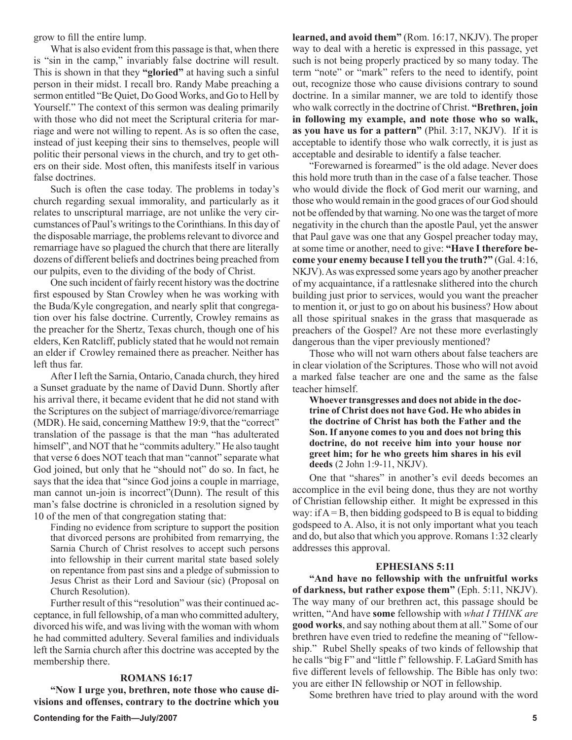grow to fill the entire lump.

What is also evident from this passage is that, when there is "sin in the camp," invariably false doctrine will result. This is shown in that they **"gloried"** at having such a sinful person in their midst. I recall bro. Randy Mabe preaching a sermon entitled "Be Quiet, Do Good Works, and Go to Hell by Yourself." The context of this sermon was dealing primarily with those who did not meet the Scriptural criteria for marriage and were not willing to repent. As is so often the case, instead of just keeping their sins to themselves, people will politic their personal views in the church, and try to get others on their side. Most often, this manifests itself in various false doctrines.

Such is often the case today. The problems in today's church regarding sexual immorality, and particularly as it relates to unscriptural marriage, are not unlike the very circumstances of Paul's writings to the Corinthians. In this day of the disposable marriage, the problems relevant to divorce and remarriage have so plagued the church that there are literally dozens of different beliefs and doctrines being preached from our pulpits, even to the dividing of the body of Christ.

One such incident of fairly recent history was the doctrine first espoused by Stan Crowley when he was working with the Buda/Kyle congregation, and nearly split that congregation over his false doctrine. Currently, Crowley remains as the preacher for the Shertz, Texas church, though one of his elders, Ken Ratcliff, publicly stated that he would not remain an elder if Crowley remained there as preacher. Neither has left thus far.

After I left the Sarnia, Ontario, Canada church, they hired a Sunset graduate by the name of David Dunn. Shortly after his arrival there, it became evident that he did not stand with the Scriptures on the subject of marriage/divorce/remarriage (MDR). He said, concerning Matthew 19:9, that the "correct" translation of the passage is that the man "has adulterated himself", and NOT that he "commits adultery." He also taught that verse 6 does NOT teach that man "cannot" separate what God joined, but only that he "should not" do so. In fact, he says that the idea that "since God joins a couple in marriage, man cannot un-join is incorrect"(Dunn). The result of this man's false doctrine is chronicled in a resolution signed by 10 of the men of that congregation stating that:

> Finding no evidence from scripture to support the position that divorced persons are prohibited from remarrying, the Sarnia Church of Christ resolves to accept such persons into fellowship in their current marital state based solely on repentance from past sins and a pledge of submission to Jesus Christ as their Lord and Saviour (sic) (Proposal on Church Resolution).

Further result of this "resolution" was their continued acceptance, in full fellowship, of a man who committed adultery, divorced his wife, and was living with the woman with whom he had committed adultery. Several families and individuals left the Sarnia church after this doctrine was accepted by the membership there.

### ROMANS 16:17

**"Now I urge you, brethren, note those who cause divisions and offenses, contrary to the doctrine which you learned, and avoid them"** (Rom. 16:17, NKJV). The proper way to deal with a heretic is expressed in this passage, yet such is not being properly practiced by so many today. The term "note" or "mark" refers to the need to identify, point out, recognize those who cause divisions contrary to sound doctrine. In a similar manner, we are told to identify those who walk correctly in the doctrine of Christ. **"Brethren, join in following my example, and note those who so walk, as you have us for a pattern"** (Phil. 3:17, NKJV). If it is acceptable to identify those who walk correctly, it is just as acceptable and desirable to identify a false teacher.

"Forewarned is forearmed" is the old adage. Never does this hold more truth than in the case of a false teacher. Those who would divide the flock of God merit our warning, and those who would remain in the good graces of our God should not be offended by that warning. No one was the target of more negativity in the church than the apostle Paul, yet the answer that Paul gave was one that any Gospel preacher today may, at some time or another, need to give: **"Have I therefore become your enemy because I tell you the truth?"** (Gal. 4:16, NKJV). As was expressed some years ago by another preacher of my acquaintance, if a rattlesnake slithered into the church building just prior to services, would you want the preacher to mention it, or just to go on about his business? How about all those spiritual snakes in the grass that masquerade as preachers of the Gospel? Are not these more everlastingly dangerous than the viper previously mentioned?

Those who will not warn others about false teachers are in clear violation of the Scriptures. Those who will not avoid a marked false teacher are one and the same as the false teacher himself.

> **Whoever transgresses and does not abide in the doctrine of Christ does not have God. He who abides in the doctrine of Christ has both the Father and the Son. If anyone comes to you and does not bring this doctrine, do not receive him into your house nor greet him; for he who greets him shares in his evil deeds** (2 John 1:9-11, NKJV).

One that "shares" in another's evil deeds becomes an accomplice in the evil being done, thus they are not worthy of Christian fellowship either. It might be expressed in this way: if A = B, then bidding godspeed to B is equal to bidding godspeed to A. Also, it is not only important what you teach and do, but also that which you approve. Romans 1:32 clearly addresses this approval.

### EPHESIANS 5:11

**"And have no fellowship with the unfruitful works of darkness, but rather expose them"** (Eph. 5:11, NKJV). The way many of our brethren act, this passage should be written, "And have **some** fellowship with *what I THINK are* **good works**, and say nothing about them at all." Some of our brethren have even tried to redefine the meaning of "fellowship." Rubel Shelly speaks of two kinds of fellowship that he calls "big F" and "little f" fellowship. F. LaGard Smith has five different levels of fellowship. The Bible has only two: you are either IN fellowship or NOT in fellowship.

Some brethren have tried to play around with the word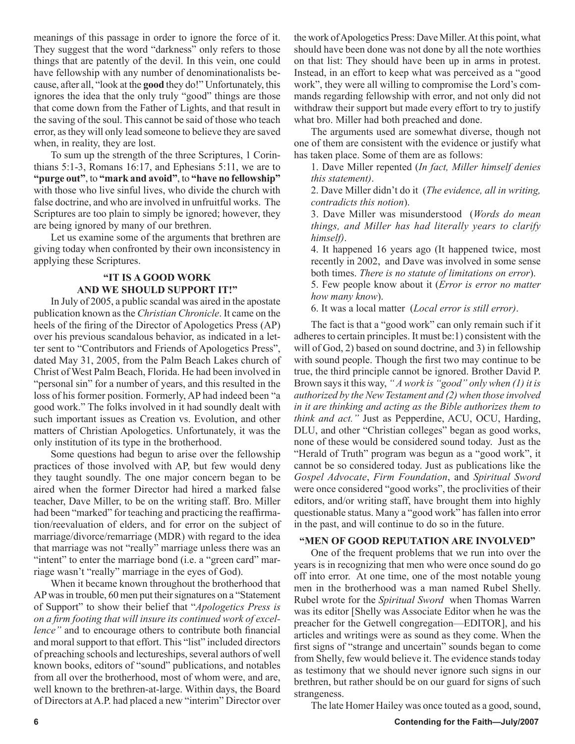meanings of this passage in order to ignore the force of it. They suggest that the word "darkness" only refers to those things that are patently of the devil. In this vein, one could have fellowship with any number of denominationalists because, after all, "look at the **good** they do!" Unfortunately, this ignores the idea that the only truly "good" things are those that come down from the Father of Lights, and that result in the saving of the soul. This cannot be said of those who teach error, as they will only lead someone to believe they are saved when, in reality, they are lost.

To sum up the strength of the three Scriptures, 1 Corinthians 5:1-3, Romans 16:17, and Ephesians 5:11, we are to **"purge out"**, to **"mark and avoid"**, to **"have no fellowship"** with those who live sinful lives, who divide the church with false doctrine, and who are involved in unfruitful works. The Scriptures are too plain to simply be ignored; however, they are being ignored by many of our brethren.

Let us examine some of the arguments that brethren are giving today when confronted by their own inconsistency in applying these Scriptures.

### "IT IS A GOOD WORK AND WE SHOULD SUPPORT IT!"

In July of 2005, a public scandal was aired in the apostate publication known as the *Christian Chronicle*. It came on the heels of the firing of the Director of Apologetics Press (AP) over his previous scandalous behavior, as indicated in a letter sent to "Contributors and Friends of Apologetics Press", dated May 31, 2005, from the Palm Beach Lakes church of Christ of West Palm Beach, Florida. He had been involved in "personal sin" for a number of years, and this resulted in the loss of his former position. Formerly, AP had indeed been "a good work." The folks involved in it had soundly dealt with such important issues as Creation vs. Evolution, and other matters of Christian Apologetics. Unfortunately, it was the only institution of its type in the brotherhood.

Some questions had begun to arise over the fellowship practices of those involved with AP, but few would deny they taught soundly. The one major concern began to be aired when the former Director had hired a marked false teacher, Dave Miller, to be on the writing staff. Bro. Miller had been "marked" for teaching and practicing the reaffirmation/reevaluation of elders, and for error on the subject of marriage/divorce/remarriage (MDR) with regard to the idea that marriage was not "really" marriage unless there was an "intent" to enter the marriage bond (i.e. a "green card" marriage wasn't "really" marriage in the eyes of God).

When it became known throughout the brotherhood that AP was in trouble, 60 men put their signatures on a "Statement of Support" to show their belief that "*Apologetics Press is on a firm footing that will insure its continued work of excellence"* and to encourage others to contribute both financial and moral support to that effort. This "list" included directors of preaching schools and lectureships, several authors of well known books, editors of "sound" publications, and notables from all over the brotherhood, most of whom were, and are, well known to the brethren-at-large. Within days, the Board of Directors at A.P. had placed a new "interim" Director over the work of Apologetics Press: Dave Miller. At this point, what should have been done was not done by all the note worthies on that list: They should have been up in arms in protest. Instead, in an effort to keep what was perceived as a "good work", they were all willing to compromise the Lord's commands regarding fellowship with error, and not only did not withdraw their support but made every effort to try to justify what bro. Miller had both preached and done.

The arguments used are somewhat diverse, though not one of them are consistent with the evidence or justify what has taken place. Some of them are as follows:

1. Dave Miller repented (*In fact, Miller himself denies this statement)*.
2. Dave Miller didn't do it (*The evidence, all in writing, contradicts this notion*).
3. Dave Miller was misunderstood (*Words do mean things, and Miller has had literally years to clarify himself)*.
4. It happened 16 years ago (It happened twice, most recently in 2002, and Dave was involved in some sense both times. *There is no statute of limitations on error*).
5. Few people know about it (*Error is error no matter how many know*).
6. It was a local matter (*Local error is still error)*.

The fact is that a "good work" can only remain such if it adheres to certain principles. It must be:1) consistent with the will of God, 2) based on sound doctrine, and 3) in fellowship with sound people. Though the first two may continue to be true, the third principle cannot be ignored. Brother David P. Brown says it this way, *" A work is "good" only when (1) it is authorized by the New Testament and (2) when those involved in it are thinking and acting as the Bible authorizes them to think and act."* Just as Pepperdine, ACU, OCU, Harding, DLU, and other "Christian colleges" began as good works, none of these would be considered sound today. Just as the "Herald of Truth" program was begun as a "good work", it cannot be so considered today. Just as publications like the *Gospel Advocate*, *Firm Foundation*, and *Spiritual Sword* were once considered "good works", the proclivities of their editors, and/or writing staff, have brought them into highly questionable status. Many a "good work" has fallen into error in the past, and will continue to do so in the future.

### "MEN OF GOOD REPUTATION ARE INVOLVED"

One of the frequent problems that we run into over the years is in recognizing that men who were once sound do go off into error. At one time, one of the most notable young men in the brotherhood was a man named Rubel Shelly. Rubel wrote for the *Spiritual Sword* when Thomas Warren was its editor [Shelly was Associate Editor when he was the preacher for the Getwell congregation—EDITOR], and his articles and writings were as sound as they come. When the first signs of "strange and uncertain" sounds began to come from Shelly, few would believe it. The evidence stands today as testimony that we should never ignore such signs in our brethren, but rather should be on our guard for signs of such strangeness.

The late Homer Hailey was once touted as a good, sound,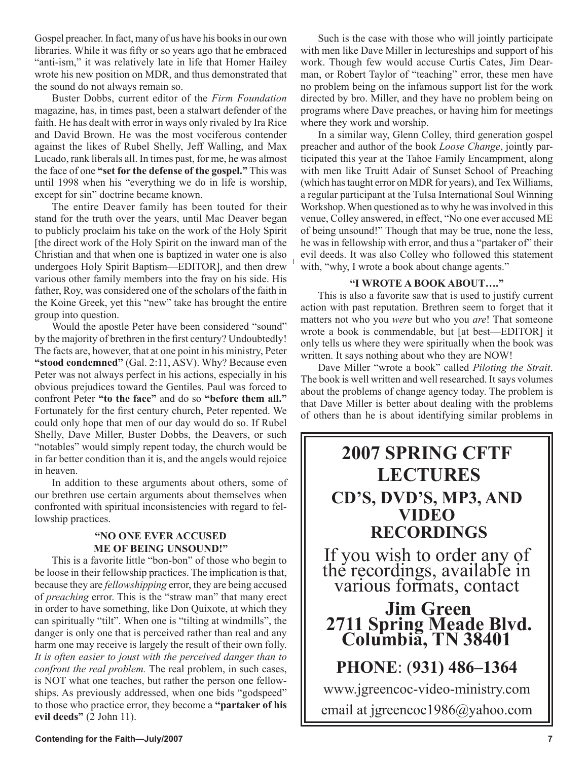Gospel preacher. In fact, many of us have his books in our own libraries. While it was fifty or so years ago that he embraced "anti-ism," it was relatively late in life that Homer Hailey wrote his new position on MDR, and thus demonstrated that the sound do not always remain so.

Buster Dobbs, current editor of the *Firm Foundation* magazine, has, in times past, been a stalwart defender of the faith. He has dealt with error in ways only rivaled by Ira Rice and David Brown. He was the most vociferous contender against the likes of Rubel Shelly, Jeff Walling, and Max Lucado, rank liberals all. In times past, for me, he was almost the face of one **"set for the defense of the gospel."** This was until 1998 when his "everything we do in life is worship, except for sin" doctrine became known.

The entire Deaver family has been touted for their stand for the truth over the years, until Mac Deaver began to publicly proclaim his take on the work of the Holy Spirit [the direct work of the Holy Spirit on the inward man of the Christian and that when one is baptized in water one is also undergoes Holy Spirit Baptism—EDITOR], and then drew various other family members into the fray on his side. His father, Roy, was considered one of the scholars of the faith in the Koine Greek, yet this "new" take has brought the entire group into question.

Would the apostle Peter have been considered "sound" by the majority of brethren in the first century? Undoubtedly! The facts are, however, that at one point in his ministry, Peter **"stood condemned"** (Gal. 2:11, ASV). Why? Because even Peter was not always perfect in his actions, especially in his obvious prejudices toward the Gentiles. Paul was forced to confront Peter **"to the face"** and do so **"before them all."** Fortunately for the first century church, Peter repented. We could only hope that men of our day would do so. If Rubel Shelly, Dave Miller, Buster Dobbs, the Deavers, or such "notables" would simply repent today, the church would be in far better condition than it is, and the angels would rejoice in heaven.

In addition to these arguments about others, some of our brethren use certain arguments about themselves when confronted with spiritual inconsistencies with regard to fellowship practices.

### "NO ONE EVER ACCUSED ME OF BEING UNSOUND!"

This is a favorite little "bon-bon" of those who begin to be loose in their fellowship practices. The implication is that, because they are *fellowshipping* error, they are being accused of *preaching* error. This is the "straw man" that many erect in order to have something, like Don Quixote, at which they can spiritually "tilt". When one is "tilting at windmills", the danger is only one that is perceived rather than real and any harm one may receive is largely the result of their own folly. *It is often easier to joust with the perceived danger than to confront the real problem.* The real problem, in such cases, is NOT what one teaches, but rather the person one fellowships. As previously addressed, when one bids "godspeed" to those who practice error, they become a **"partaker of his evil deeds"** (2 John 11).

Such is the case with those who will jointly participate with men like Dave Miller in lectureships and support of his work. Though few would accuse Curtis Cates, Jim Dearman, or Robert Taylor of "teaching" error, these men have no problem being on the infamous support list for the work directed by bro. Miller, and they have no problem being on programs where Dave preaches, or having him for meetings where they work and worship.

In a similar way, Glenn Colley, third generation gospel preacher and author of the book *Loose Change*, jointly participated this year at the Tahoe Family Encampment, along with men like Truitt Adair of Sunset School of Preaching (which has taught error on MDR for years), and Tex Williams, a regular participant at the Tulsa International Soul Winning Workshop. When questioned as to why he was involved in this venue, Colley answered, in effect, "No one ever accused ME of being unsound!" Though that may be true, none the less, he was in fellowship with error, and thus a "partaker of" their evil deeds. It was also Colley who followed this statement with, "why, I wrote a book about change agents."

### "I WROTE A BOOK ABOUT…."

This is also a favorite saw that is used to justify current action with past reputation. Brethren seem to forget that it matters not who you *were* but who you *are*! That someone wrote a book is commendable, but [at best—EDITOR] it only tells us where they were spiritually when the book was written. It says nothing about who they are NOW!

Dave Miller "wrote a book" called *Piloting the Strait*. The book is well written and well researched. It says volumes about the problems of change agency today. The problem is that Dave Miller is better about dealing with the problems of others than he is about identifying similar problems in

---

## 2007 SPRING CFTF LECTURES

### CD'S, DVD'S, MP3, AND VIDEO RECORDINGS

If you wish to order any of the recordings, available in various formats, contact

**Jim Green**
**2711 Spring Meade Blvd.**
**Columbia, TN 38401**

**PHONE**: **(931) 486–1364**

www.jgreencoc-video-ministry.com

email at jgreencoc1986@yahoo.com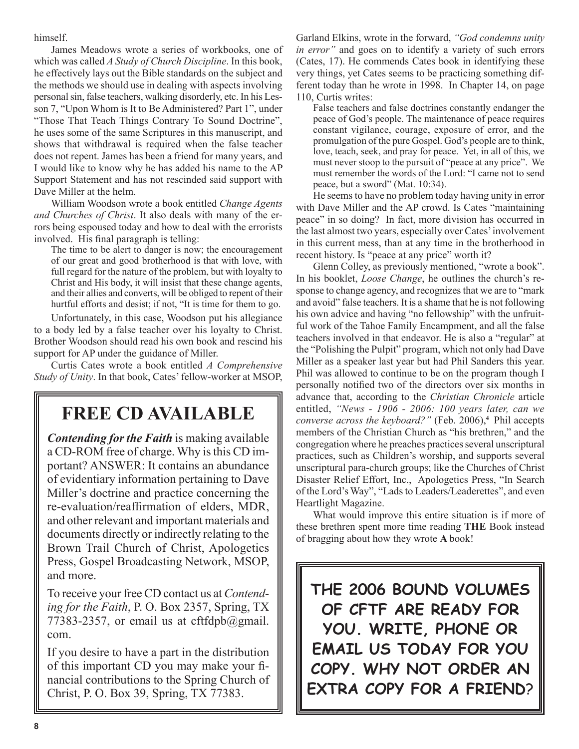himself.

James Meadows wrote a series of workbooks, one of which was called *A Study of Church Discipline*. In this book, he effectively lays out the Bible standards on the subject and the methods we should use in dealing with aspects involving personal sin, false teachers, walking disorderly, etc. In his Lesson 7, "Upon Whom is It to Be Administered? Part 1", under "Those That Teach Things Contrary To Sound Doctrine", he uses some of the same Scriptures in this manuscript, and shows that withdrawal is required when the false teacher does not repent. James has been a friend for many years, and I would like to know why he has added his name to the AP Support Statement and has not rescinded said support with Dave Miller at the helm.

William Woodson wrote a book entitled *Change Agents and Churches of Christ*. It also deals with many of the errors being espoused today and how to deal with the errorists involved. His final paragraph is telling:

> The time to be alert to danger is now; the encouragement of our great and good brotherhood is that with love, with full regard for the nature of the problem, but with loyalty to Christ and His body, it will insist that these change agents, and their allies and converts, will be obliged to repent of their hurtful efforts and desist; if not, "It is time for them to go.

Unfortunately, in this case, Woodson put his allegiance to a body led by a false teacher over his loyalty to Christ. Brother Woodson should read his own book and rescind his support for AP under the guidance of Miller.

Curtis Cates wrote a book entitled *A Comprehensive Study of Unity*. In that book, Cates' fellow-worker at MSOP, Garland Elkins, wrote in the forward, *"God condemns unity in error"* and goes on to identify a variety of such errors (Cates, 17). He commends Cates book in identifying these very things, yet Cates seems to be practicing something different today than he wrote in 1998. In Chapter 14, on page 110, Curtis writes:

> False teachers and false doctrines constantly endanger the peace of God's people. The maintenance of peace requires constant vigilance, courage, exposure of error, and the promulgation of the pure Gospel. God's people are to think, love, teach, seek, and pray for peace. Yet, in all of this, we must never stoop to the pursuit of "peace at any price". We must remember the words of the Lord: "I came not to send peace, but a sword" (Mat. 10:34).

He seems to have no problem today having unity in error with Dave Miller and the AP crowd. Is Cates "maintaining peace" in so doing? In fact, more division has occurred in the last almost two years, especially over Cates' involvement in this current mess, than at any time in the brotherhood in recent history. Is "peace at any price" worth it?

Glenn Colley, as previously mentioned, "wrote a book". In his booklet, *Loose Change*, he outlines the church's response to change agency, and recognizes that we are to "mark and avoid" false teachers. It is a shame that he is not following his own advice and having "no fellowship" with the unfruitful work of the Tahoe Family Encampment, and all the false teachers involved in that endeavor. He is also a "regular" at the "Polishing the Pulpit" program, which not only had Dave Miller as a speaker last year but had Phil Sanders this year. Phil was allowed to continue to be on the program though I personally notified two of the directors over six months in advance that, according to the *Christian Chronicle* article entitled, *"News - 1906 - 2006: 100 years later, can we converse across the keyboard?"* (Feb. 2006),[4] Phil accepts members of the Christian Church as "his brethren," and the congregation where he preaches practices several unscriptural practices, such as Children's worship, and supports several unscriptural para-church groups; like the Churches of Christ Disaster Relief Effort, Inc., Apologetics Press, "In Search of the Lord's Way", "Lads to Leaders/Leaderettes", and even Heartlight Magazine.

What would improve this entire situation is if more of these brethren spent more time reading **THE** Book instead of bragging about how they wrote **A** book!

## FREE CD AVAILABLE

***Contending for the Faith*** is making available a CD-ROM free of charge. Why is this CD important? ANSWER: It contains an abundance of evidentiary information pertaining to Dave Miller's doctrine and practice concerning the re-evaluation/reaffirmation of elders, MDR, and other relevant and important materials and documents directly or indirectly relating to the Brown Trail Church of Christ, Apologetics Press, Gospel Broadcasting Network, MSOP, and more.

To receive your free CD contact us at *Contending for the Faith*, P. O. Box 2357, Spring, TX 77383-2357, or email us at cftfdpb@gmail.com.

If you desire to have a part in the distribution of this important CD you may make your financial contributions to the Spring Church of Christ, P. O. Box 39, Spring, TX 77383.

**THE 2006 BOUND VOLUMES OF CFTF ARE READY FOR YOU. WRITE, PHONE OR EMAIL US TODAY FOR YOU COPY. WHY NOT ORDER AN EXTRA COPY FOR A FRIEND?**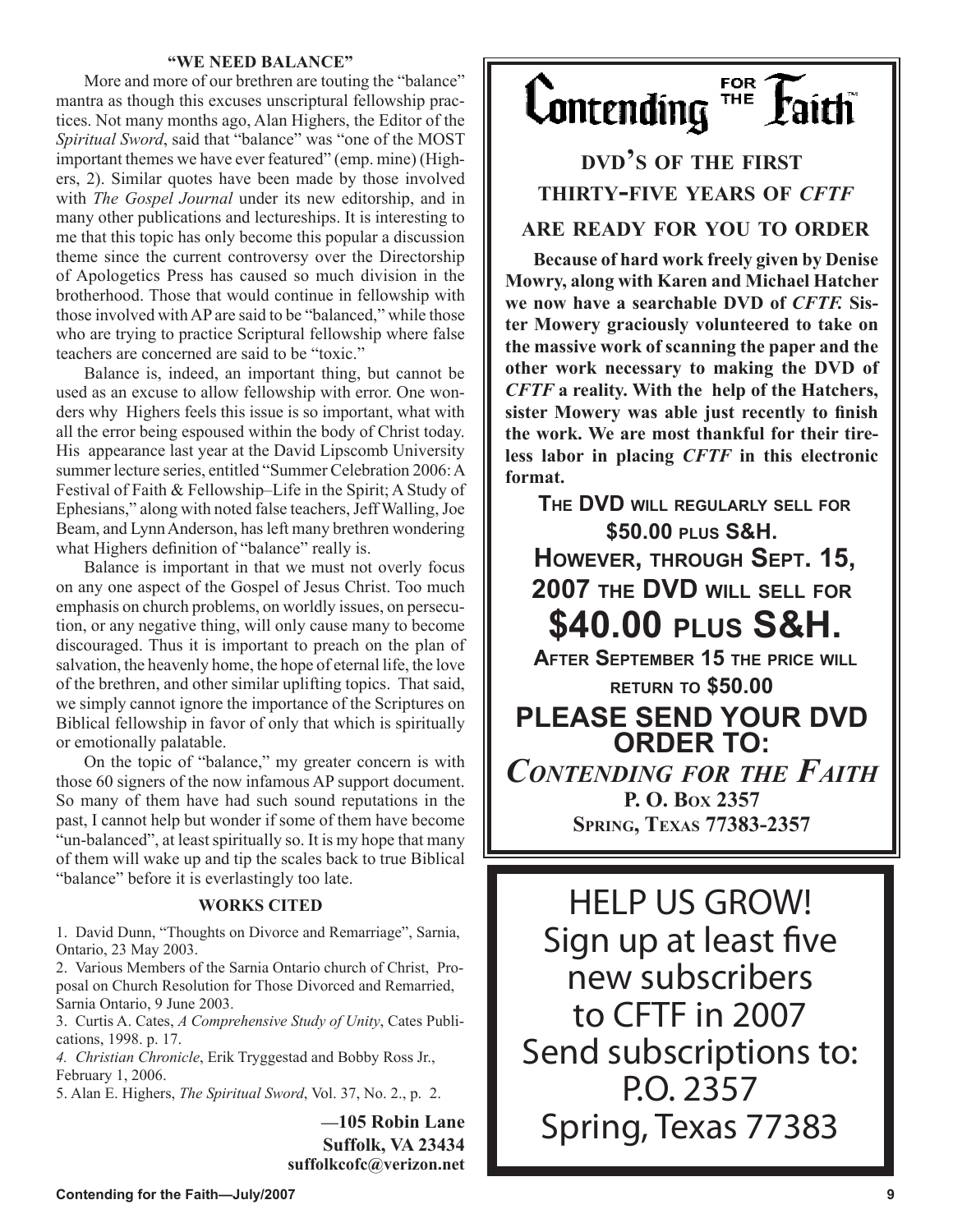### "WE NEED BALANCE"

More and more of our brethren are touting the "balance" mantra as though this excuses unscriptural fellowship practices. Not many months ago, Alan Highers, the Editor of the *Spiritual Sword*, said that "balance" was "one of the MOST important themes we have ever featured" (emp. mine) (Highers, 2). Similar quotes have been made by those involved with *The Gospel Journal* under its new editorship, and in many other publications and lectureships. It is interesting to me that this topic has only become this popular a discussion theme since the current controversy over the Directorship of Apologetics Press has caused so much division in the brotherhood. Those that would continue in fellowship with those involved with AP are said to be "balanced," while those who are trying to practice Scriptural fellowship where false teachers are concerned are said to be "toxic."

Balance is, indeed, an important thing, but cannot be used as an excuse to allow fellowship with error. One wonders why Highers feels this issue is so important, what with all the error being espoused within the body of Christ today. His appearance last year at the David Lipscomb University summer lecture series, entitled "Summer Celebration 2006: A Festival of Faith & Fellowship–Life in the Spirit; A Study of Ephesians," along with noted false teachers, Jeff Walling, Joe Beam, and Lynn Anderson, has left many brethren wondering what Highers definition of "balance" really is.

Balance is important in that we must not overly focus on any one aspect of the Gospel of Jesus Christ. Too much emphasis on church problems, on worldly issues, on persecution, or any negative thing, will only cause many to become discouraged. Thus it is important to preach on the plan of salvation, the heavenly home, the hope of eternal life, the love of the brethren, and other similar uplifting topics. That said, we simply cannot ignore the importance of the Scriptures on Biblical fellowship in favor of only that which is spiritually or emotionally palatable.

On the topic of "balance," my greater concern is with those 60 signers of the now infamous AP support document. So many of them have had such sound reputations in the past, I cannot help but wonder if some of them have become "un-balanced", at least spiritually so. It is my hope that many of them will wake up and tip the scales back to true Biblical "balance" before it is everlastingly too late.

### WORKS CITED

1. David Dunn, "Thoughts on Divorce and Remarriage", Sarnia, Ontario, 23 May 2003.
2. Various Members of the Sarnia Ontario church of Christ, Proposal on Church Resolution for Those Divorced and Remarried, Sarnia Ontario, 9 June 2003.
3. Curtis A. Cates, *A Comprehensive Study of Unity*, Cates Publications, 1998. p. 17.
4. *Christian Chronicle*, Erik Tryggestad and Bobby Ross Jr., February 1, 2006.
5. Alan E. Highers, *The Spiritual Sword*, Vol. 37, No. 2., p. 2.

**—105 Robin Lane**
**Suffolk, VA 23434**
**suffolkcofc@verizon.net**

---

# Contending for the Faith™

## DVD'S OF THE FIRST THIRTY-FIVE YEARS OF *CFTF* ARE READY FOR YOU TO ORDER

**Because of hard work freely given by Denise Mowry, along with Karen and Michael Hatcher we now have a searchable DVD of *CFTF.* Sister Mowery graciously volunteered to take on the massive work of scanning the paper and the other work necessary to making the DVD of *CFTF* a reality. With the help of the Hatchers, sister Mowery was able just recently to finish the work. We are most thankful for their tireless labor in placing *CFTF* in this electronic format.**

**THE DVD WILL REGULARLY SELL FOR $50.00 PLUS S&H.**

**HOWEVER, THROUGH SEPT. 15, 2007 THE DVD WILL SELL FOR**

# $40.00 PLUS S&H.

**AFTER SEPTEMBER 15 THE PRICE WILL RETURN TO $50.00**

## PLEASE SEND YOUR DVD ORDER TO:

***CONTENDING FOR THE FAITH***
**P. O. BOX 2357**
**SPRING, TEXAS 77383-2357**

---

HELP US GROW!
Sign up at least five new subscribers to CFTF in 2007
Send subscriptions to:
P.O. 2357
Spring, Texas 77383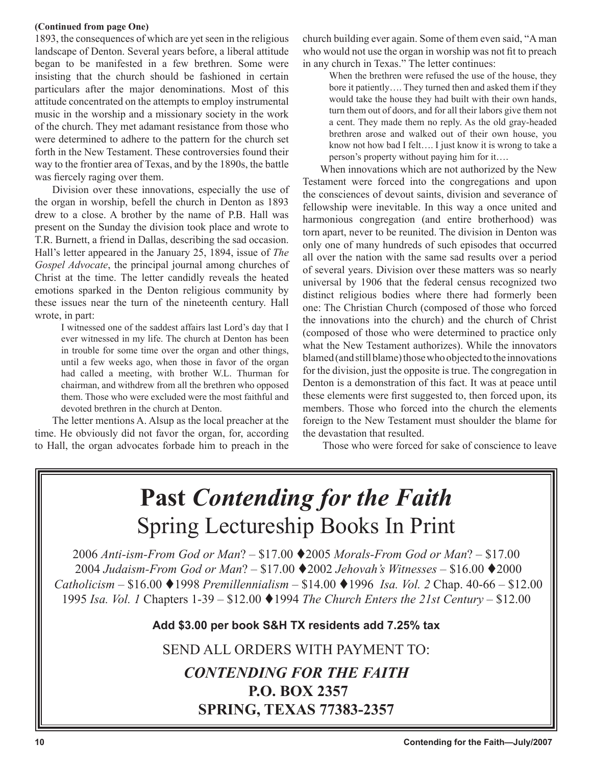**(Continued from page One)**

1893, the consequences of which are yet seen in the religious landscape of Denton. Several years before, a liberal attitude began to be manifested in a few brethren. Some were insisting that the church should be fashioned in certain particulars after the major denominations. Most of this attitude concentrated on the attempts to employ instrumental music in the worship and a missionary society in the work of the church. They met adamant resistance from those who were determined to adhere to the pattern for the church set forth in the New Testament. These controversies found their way to the frontier area of Texas, and by the 1890s, the battle was fiercely raging over them.

Division over these innovations, especially the use of the organ in worship, befell the church in Denton as 1893 drew to a close. A brother by the name of P.B. Hall was present on the Sunday the division took place and wrote to T.R. Burnett, a friend in Dallas, describing the sad occasion. Hall's letter appeared in the January 25, 1894, issue of *The Gospel Advocate*, the principal journal among churches of Christ at the time. The letter candidly reveals the heated emotions sparked in the Denton religious community by these issues near the turn of the nineteenth century. Hall wrote, in part:

> I witnessed one of the saddest affairs last Lord's day that I ever witnessed in my life. The church at Denton has been in trouble for some time over the organ and other things, until a few weeks ago, when those in favor of the organ had called a meeting, with brother W.L. Thurman for chairman, and withdrew from all the brethren who opposed them. Those who were excluded were the most faithful and devoted brethren in the church at Denton.

The letter mentions A. Alsup as the local preacher at the time. He obviously did not favor the organ, for, according to Hall, the organ advocates forbade him to preach in the church building ever again. Some of them even said, "A man who would not use the organ in worship was not fit to preach in any church in Texas." The letter continues:

> When the brethren were refused the use of the house, they bore it patiently…. They turned then and asked them if they would take the house they had built with their own hands, turn them out of doors, and for all their labors give them not a cent. They made them no reply. As the old gray-headed brethren arose and walked out of their own house, you know not how bad I felt…. I just know it is wrong to take a person's property without paying him for it….

When innovations which are not authorized by the New Testament were forced into the congregations and upon the consciences of devout saints, division and severance of fellowship were inevitable. In this way a once united and harmonious congregation (and entire brotherhood) was torn apart, never to be reunited. The division in Denton was only one of many hundreds of such episodes that occurred all over the nation with the same sad results over a period of several years. Division over these matters was so nearly universal by 1906 that the federal census recognized two distinct religious bodies where there had formerly been one: The Christian Church (composed of those who forced the innovations into the church) and the church of Christ (composed of those who were determined to practice only what the New Testament authorizes). While the innovators blamed (and still blame) those who objected to the innovations for the division, just the opposite is true. The congregation in Denton is a demonstration of this fact. It was at peace until these elements were first suggested to, then forced upon, its members. Those who forced into the church the elements foreign to the New Testament must shoulder the blame for the devastation that resulted.

Those who were forced for sake of conscience to leave

---

# Past *Contending for the Faith*
## Spring Lectureship Books In Print

2006 *Anti-ism-From God or Man*? – $17.00 ♦ 2005 *Morals-From God or Man*? – $17.00 ♦ 2004 *Judaism-From God or Man*? – $17.00 ♦ 2002 *Jehovah's Witnesses* – $16.00 ♦ 2000 *Catholicism* – $16.00 ♦ 1998 *Premillennialism* – $14.00 ♦ 1996 *Isa. Vol. 2* Chap. 40-66 – $12.00 ♦ 1995 *Isa. Vol. 1* Chapters 1-39 – $12.00 ♦ 1994 *The Church Enters the 21st Century* – $12.00

**Add $3.00 per book S&H TX residents add 7.25% tax**

SEND ALL ORDERS WITH PAYMENT TO:

***CONTENDING FOR THE FAITH***
**P.O. BOX 2357**
**SPRING, TEXAS 77383-2357**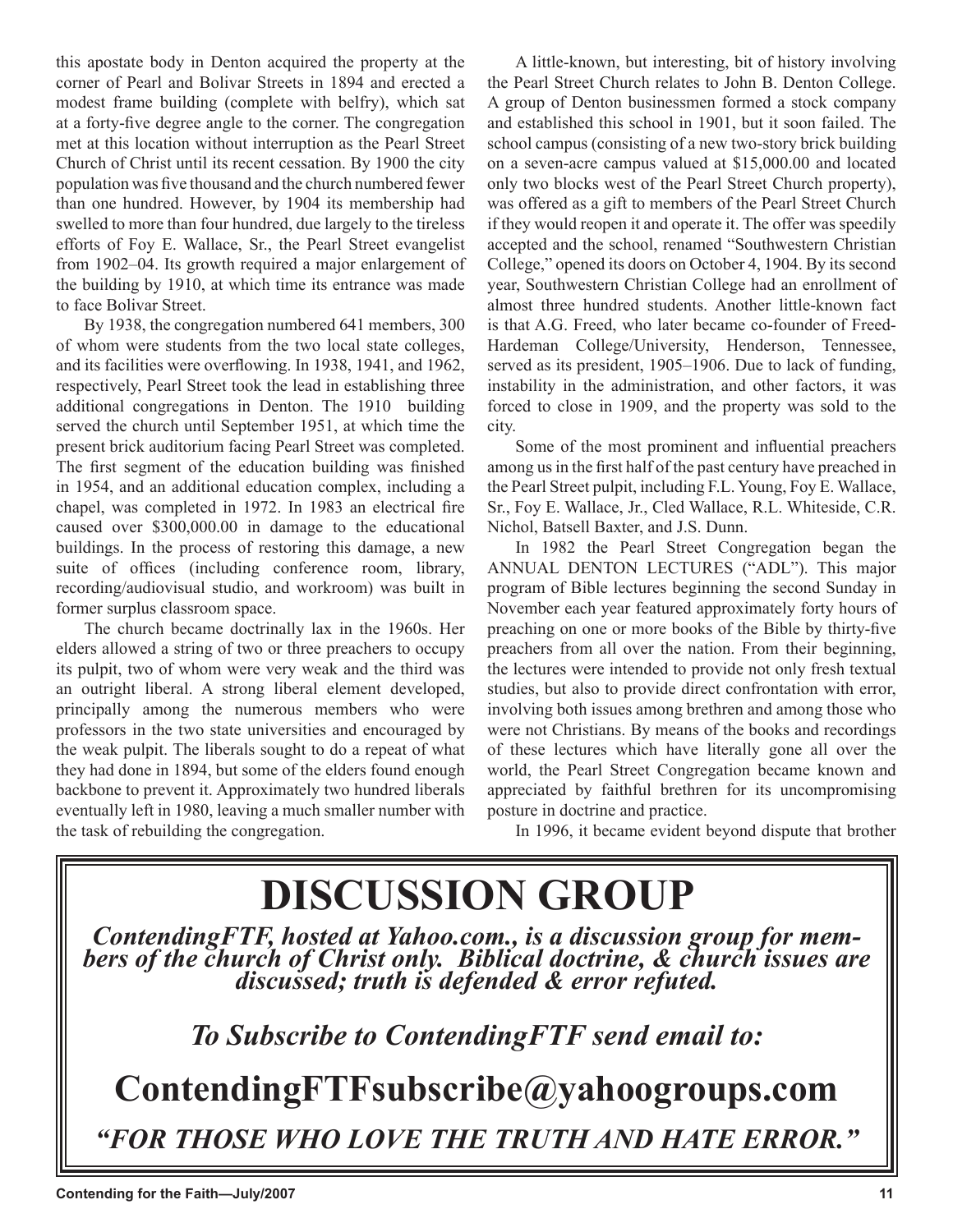this apostate body in Denton acquired the property at the corner of Pearl and Bolivar Streets in 1894 and erected a modest frame building (complete with belfry), which sat at a forty-five degree angle to the corner. The congregation met at this location without interruption as the Pearl Street Church of Christ until its recent cessation. By 1900 the city population was five thousand and the church numbered fewer than one hundred. However, by 1904 its membership had swelled to more than four hundred, due largely to the tireless efforts of Foy E. Wallace, Sr., the Pearl Street evangelist from 1902–04. Its growth required a major enlargement of the building by 1910, at which time its entrance was made to face Bolivar Street.

By 1938, the congregation numbered 641 members, 300 of whom were students from the two local state colleges, and its facilities were overflowing. In 1938, 1941, and 1962, respectively, Pearl Street took the lead in establishing three additional congregations in Denton. The 1910 building served the church until September 1951, at which time the present brick auditorium facing Pearl Street was completed. The first segment of the education building was finished in 1954, and an additional education complex, including a chapel, was completed in 1972. In 1983 an electrical fire caused over $300,000.00 in damage to the educational buildings. In the process of restoring this damage, a new suite of offices (including conference room, library, recording/audiovisual studio, and workroom) was built in former surplus classroom space.

The church became doctrinally lax in the 1960s. Her elders allowed a string of two or three preachers to occupy its pulpit, two of whom were very weak and the third was an outright liberal. A strong liberal element developed, principally among the numerous members who were professors in the two state universities and encouraged by the weak pulpit. The liberals sought to do a repeat of what they had done in 1894, but some of the elders found enough backbone to prevent it. Approximately two hundred liberals eventually left in 1980, leaving a much smaller number with the task of rebuilding the congregation.

A little-known, but interesting, bit of history involving the Pearl Street Church relates to John B. Denton College. A group of Denton businessmen formed a stock company and established this school in 1901, but it soon failed. The school campus (consisting of a new two-story brick building on a seven-acre campus valued at $15,000.00 and located only two blocks west of the Pearl Street Church property), was offered as a gift to members of the Pearl Street Church if they would reopen it and operate it. The offer was speedily accepted and the school, renamed "Southwestern Christian College," opened its doors on October 4, 1904. By its second year, Southwestern Christian College had an enrollment of almost three hundred students. Another little-known fact is that A.G. Freed, who later became co-founder of Freed-Hardeman College/University, Henderson, Tennessee, served as its president, 1905–1906. Due to lack of funding, instability in the administration, and other factors, it was forced to close in 1909, and the property was sold to the city.

Some of the most prominent and influential preachers among us in the first half of the past century have preached in the Pearl Street pulpit, including F.L. Young, Foy E. Wallace, Sr., Foy E. Wallace, Jr., Cled Wallace, R.L. Whiteside, C.R. Nichol, Batsell Baxter, and J.S. Dunn.

In 1982 the Pearl Street Congregation began the ANNUAL DENTON LECTURES ("ADL"). This major program of Bible lectures beginning the second Sunday in November each year featured approximately forty hours of preaching on one or more books of the Bible by thirty-five preachers from all over the nation. From their beginning, the lectures were intended to provide not only fresh textual studies, but also to provide direct confrontation with error, involving both issues among brethren and among those who were not Christians. By means of the books and recordings of these lectures which have literally gone all over the world, the Pearl Street Congregation became known and appreciated by faithful brethren for its uncompromising posture in doctrine and practice.

In 1996, it became evident beyond dispute that brother

# DISCUSSION GROUP

***ContendingFTF, hosted at Yahoo.com., is a discussion group for members of the church of Christ only. Biblical doctrine, & church issues are discussed; truth is defended & error refuted.***

***To Subscribe to ContendingFTF send email to:***

**ContendingFTFsubscribe@yahoogroups.com**

***"FOR THOSE WHO LOVE THE TRUTH AND HATE ERROR."***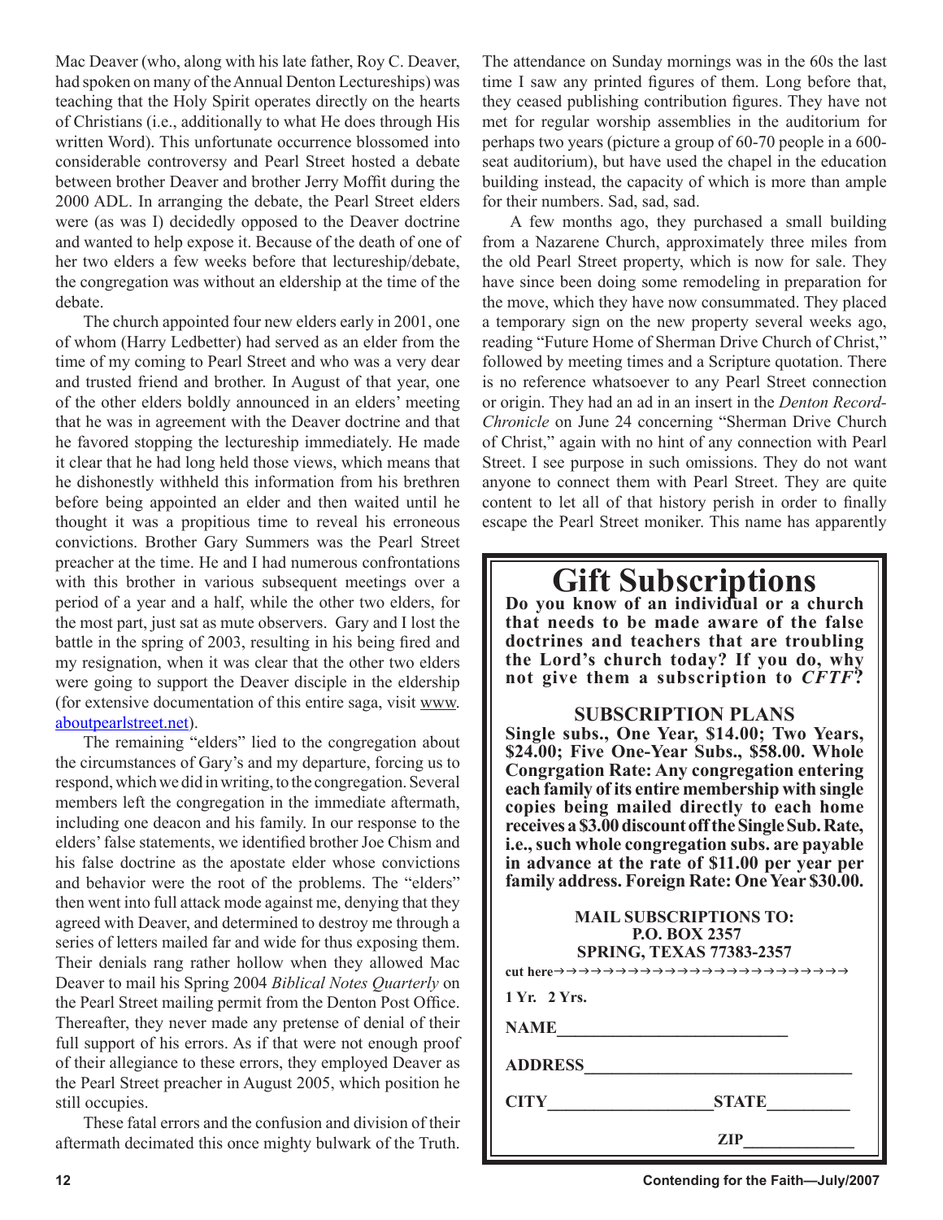Mac Deaver (who, along with his late father, Roy C. Deaver, had spoken on many of the Annual Denton Lectureships) was teaching that the Holy Spirit operates directly on the hearts of Christians (i.e., additionally to what He does through His written Word). This unfortunate occurrence blossomed into considerable controversy and Pearl Street hosted a debate between brother Deaver and brother Jerry Moffit during the 2000 ADL. In arranging the debate, the Pearl Street elders were (as was I) decidedly opposed to the Deaver doctrine and wanted to help expose it. Because of the death of one of her two elders a few weeks before that lectureship/debate, the congregation was without an eldership at the time of the debate.

The church appointed four new elders early in 2001, one of whom (Harry Ledbetter) had served as an elder from the time of my coming to Pearl Street and who was a very dear and trusted friend and brother. In August of that year, one of the other elders boldly announced in an elders' meeting that he was in agreement with the Deaver doctrine and that he favored stopping the lectureship immediately. He made it clear that he had long held those views, which means that he dishonestly withheld this information from his brethren before being appointed an elder and then waited until he thought it was a propitious time to reveal his erroneous convictions. Brother Gary Summers was the Pearl Street preacher at the time. He and I had numerous confrontations with this brother in various subsequent meetings over a period of a year and a half, while the other two elders, for the most part, just sat as mute observers. Gary and I lost the battle in the spring of 2003, resulting in his being fired and my resignation, when it was clear that the other two elders were going to support the Deaver disciple in the eldership (for extensive documentation of this entire saga, visit www.aboutpearlstreet.net).

The remaining "elders" lied to the congregation about the circumstances of Gary's and my departure, forcing us to respond, which we did in writing, to the congregation. Several members left the congregation in the immediate aftermath, including one deacon and his family. In our response to the elders' false statements, we identified brother Joe Chism and his false doctrine as the apostate elder whose convictions and behavior were the root of the problems. The "elders" then went into full attack mode against me, denying that they agreed with Deaver, and determined to destroy me through a series of letters mailed far and wide for thus exposing them. Their denials rang rather hollow when they allowed Mac Deaver to mail his Spring 2004 *Biblical Notes Quarterly* on the Pearl Street mailing permit from the Denton Post Office. Thereafter, they never made any pretense of denial of their full support of his errors. As if that were not enough proof of their allegiance to these errors, they employed Deaver as the Pearl Street preacher in August 2005, which position he still occupies.

These fatal errors and the confusion and division of their aftermath decimated this once mighty bulwark of the Truth. The attendance on Sunday mornings was in the 60s the last time I saw any printed figures of them. Long before that, they ceased publishing contribution figures. They have not met for regular worship assemblies in the auditorium for perhaps two years (picture a group of 60-70 people in a 600-seat auditorium), but have used the chapel in the education building instead, the capacity of which is more than ample for their numbers. Sad, sad, sad.

A few months ago, they purchased a small building from a Nazarene Church, approximately three miles from the old Pearl Street property, which is now for sale. They have since been doing some remodeling in preparation for the move, which they have now consummated. They placed a temporary sign on the new property several weeks ago, reading "Future Home of Sherman Drive Church of Christ," followed by meeting times and a Scripture quotation. There is no reference whatsoever to any Pearl Street connection or origin. They had an ad in an insert in the *Denton Record-Chronicle* on June 24 concerning "Sherman Drive Church of Christ," again with no hint of any connection with Pearl Street. I see purpose in such omissions. They do not want anyone to connect them with Pearl Street. They are quite content to let all of that history perish in order to finally escape the Pearl Street moniker. This name has apparently

# Gift Subscriptions

**Do you know of an individual or a church that needs to be made aware of the false doctrines and teachers that are troubling the Lord's church today? If you do, why not give them a subscription to *CFTF*?**

**SUBSCRIPTION PLANS**

**Single subs., One Year, $14.00; Two Years, $24.00; Five One-Year Subs., $58.00. Whole Congrgation Rate: Any congregation entering each family of its entire membership with single copies being mailed directly to each home receives a $3.00 discount off the Single Sub. Rate, i.e., such whole congregation subs. are payable in advance at the rate of $11.00 per year per family address. Foreign Rate: One Year $30.00.**

**MAIL SUBSCRIPTIONS TO:**
**P.O. BOX 2357**
**SPRING, TEXAS 77383-2357**

**cut here→→→→→→→→→→→→→→→→→→→→→→→→→**

**1 Yr. 2 Yrs.**

**NAME**___________________________

**ADDRESS**______________________________

**CITY**__________________**STATE**_________

**ZIP**_____________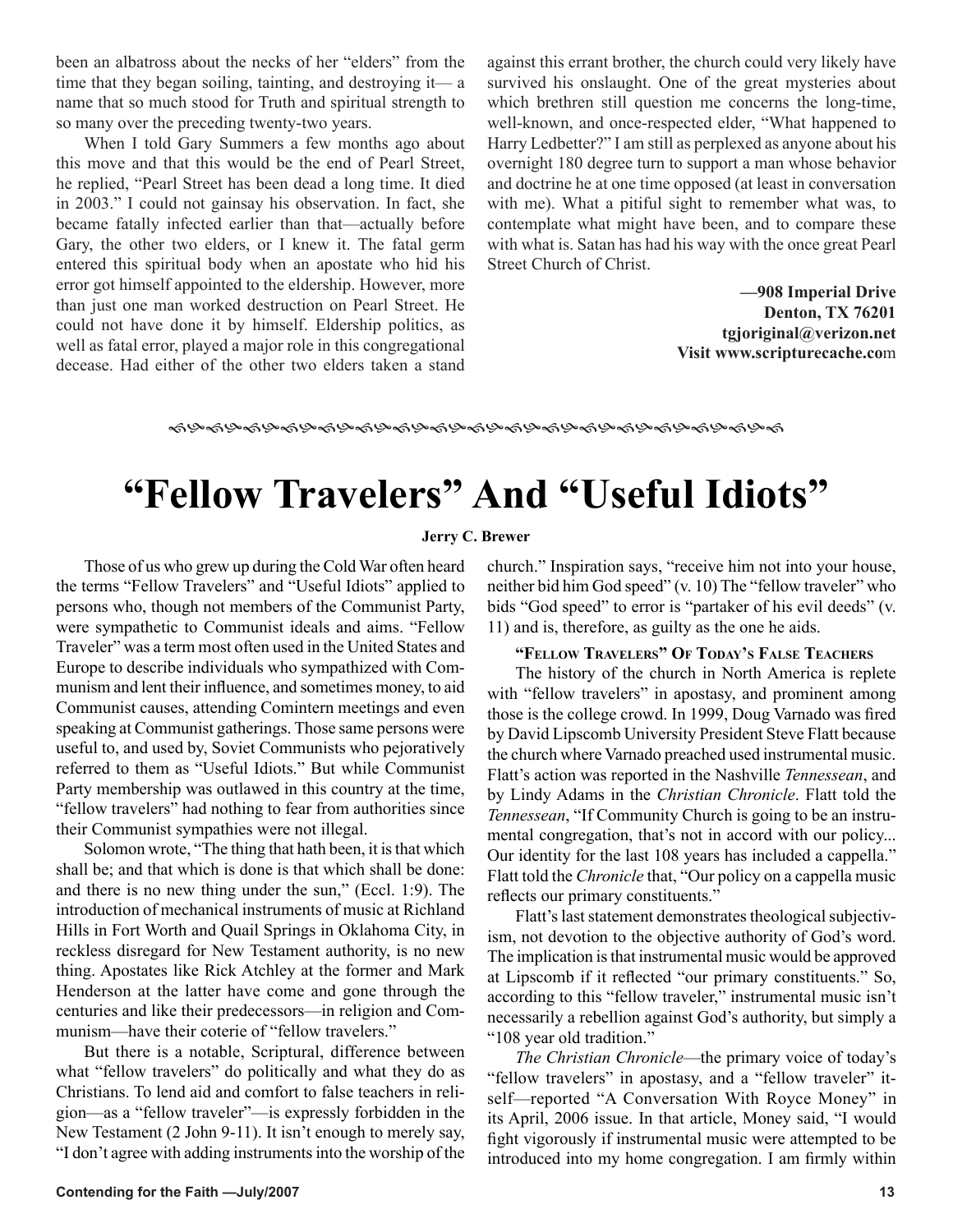been an albatross about the necks of her "elders" from the time that they began soiling, tainting, and destroying it— a name that so much stood for Truth and spiritual strength to so many over the preceding twenty-two years.

When I told Gary Summers a few months ago about this move and that this would be the end of Pearl Street, he replied, "Pearl Street has been dead a long time. It died in 2003." I could not gainsay his observation. In fact, she became fatally infected earlier than that—actually before Gary, the other two elders, or I knew it. The fatal germ entered this spiritual body when an apostate who hid his error got himself appointed to the eldership. However, more than just one man worked destruction on Pearl Street. He could not have done it by himself. Eldership politics, as well as fatal error, played a major role in this congregational decease. Had either of the other two elders taken a stand against this errant brother, the church could very likely have survived his onslaught. One of the great mysteries about which brethren still question me concerns the long-time, well-known, and once-respected elder, "What happened to Harry Ledbetter?" I am still as perplexed as anyone about his overnight 180 degree turn to support a man whose behavior and doctrine he at one time opposed (at least in conversation with me). What a pitiful sight to remember what was, to contemplate what might have been, and to compare these with what is. Satan has had his way with the once great Pearl Street Church of Christ.

**—908 Imperial Drive**
**Denton, TX 76201**
**tgjoriginal@verizon.net**
**Visit www.scripturecache.com**

# "Fellow Travelers" And "Useful Idiots"

**Jerry C. Brewer**

Those of us who grew up during the Cold War often heard the terms "Fellow Travelers" and "Useful Idiots" applied to persons who, though not members of the Communist Party, were sympathetic to Communist ideals and aims. "Fellow Traveler" was a term most often used in the United States and Europe to describe individuals who sympathized with Communism and lent their influence, and sometimes money, to aid Communist causes, attending Comintern meetings and even speaking at Communist gatherings. Those same persons were useful to, and used by, Soviet Communists who pejoratively referred to them as "Useful Idiots." But while Communist Party membership was outlawed in this country at the time, "fellow travelers" had nothing to fear from authorities since their Communist sympathies were not illegal.

Solomon wrote, "The thing that hath been, it is that which shall be; and that which is done is that which shall be done: and there is no new thing under the sun," (Eccl. 1:9). The introduction of mechanical instruments of music at Richland Hills in Fort Worth and Quail Springs in Oklahoma City, in reckless disregard for New Testament authority, is no new thing. Apostates like Rick Atchley at the former and Mark Henderson at the latter have come and gone through the centuries and like their predecessors—in religion and Communism—have their coterie of "fellow travelers."

But there is a notable, Scriptural, difference between what "fellow travelers" do politically and what they do as Christians. To lend aid and comfort to false teachers in religion—as a "fellow traveler"—is expressly forbidden in the New Testament (2 John 9-11). It isn't enough to merely say, "I don't agree with adding instruments into the worship of the church." Inspiration says, "receive him not into your house, neither bid him God speed" (v. 10) The "fellow traveler" who bids "God speed" to error is "partaker of his evil deeds" (v. 11) and is, therefore, as guilty as the one he aids.

### "Fellow Travelers" Of Today's False Teachers

The history of the church in North America is replete with "fellow travelers" in apostasy, and prominent among those is the college crowd. In 1999, Doug Varnado was fired by David Lipscomb University President Steve Flatt because the church where Varnado preached used instrumental music. Flatt's action was reported in the Nashville *Tennessean*, and by Lindy Adams in the *Christian Chronicle*. Flatt told the *Tennessean*, "If Community Church is going to be an instrumental congregation, that's not in accord with our policy... Our identity for the last 108 years has included a cappella." Flatt told the *Chronicle* that, "Our policy on a cappella music reflects our primary constituents."

Flatt's last statement demonstrates theological subjectivism, not devotion to the objective authority of God's word. The implication is that instrumental music would be approved at Lipscomb if it reflected "our primary constituents." So, according to this "fellow traveler," instrumental music isn't necessarily a rebellion against God's authority, but simply a "108 year old tradition."

*The Christian Chronicle*—the primary voice of today's "fellow travelers" in apostasy, and a "fellow traveler" itself—reported "A Conversation With Royce Money" in its April, 2006 issue. In that article, Money said, "I would fight vigorously if instrumental music were attempted to be introduced into my home congregation. I am firmly within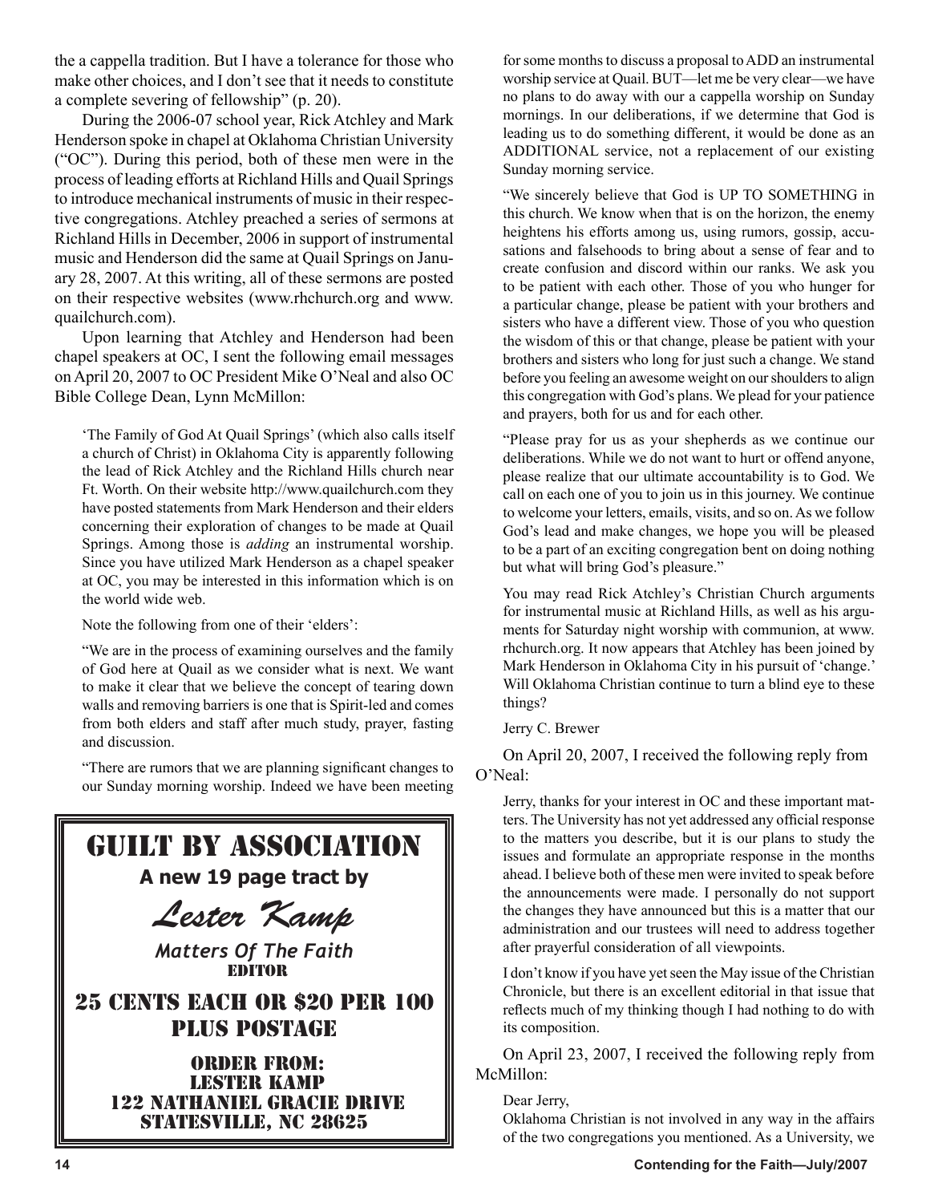the a cappella tradition. But I have a tolerance for those who make other choices, and I don't see that it needs to constitute a complete severing of fellowship" (p. 20).

During the 2006-07 school year, Rick Atchley and Mark Henderson spoke in chapel at Oklahoma Christian University ("OC"). During this period, both of these men were in the process of leading efforts at Richland Hills and Quail Springs to introduce mechanical instruments of music in their respective congregations. Atchley preached a series of sermons at Richland Hills in December, 2006 in support of instrumental music and Henderson did the same at Quail Springs on January 28, 2007. At this writing, all of these sermons are posted on their respective websites (www.rhchurch.org and www.quailchurch.com).

Upon learning that Atchley and Henderson had been chapel speakers at OC, I sent the following email messages on April 20, 2007 to OC President Mike O'Neal and also OC Bible College Dean, Lynn McMillon:

> 'The Family of God At Quail Springs' (which also calls itself a church of Christ) in Oklahoma City is apparently following the lead of Rick Atchley and the Richland Hills church near Ft. Worth. On their website http://www.quailchurch.com they have posted statements from Mark Henderson and their elders concerning their exploration of changes to be made at Quail Springs. Among those is *adding* an instrumental worship. Since you have utilized Mark Henderson as a chapel speaker at OC, you may be interested in this information which is on the world wide web.
>
> Note the following from one of their 'elders':
>
> "We are in the process of examining ourselves and the family of God here at Quail as we consider what is next. We want to make it clear that we believe the concept of tearing down walls and removing barriers is one that is Spirit-led and comes from both elders and staff after much study, prayer, fasting and discussion.
>
> "There are rumors that we are planning significant changes to our Sunday morning worship. Indeed we have been meeting for some months to discuss a proposal to ADD an instrumental worship service at Quail. BUT—let me be very clear—we have no plans to do away with our a cappella worship on Sunday mornings. In our deliberations, if we determine that God is leading us to do something different, it would be done as an ADDITIONAL service, not a replacement of our existing Sunday morning service.
>
> "We sincerely believe that God is UP TO SOMETHING in this church. We know when that is on the horizon, the enemy heightens his efforts among us, using rumors, gossip, accusations and falsehoods to bring about a sense of fear and to create confusion and discord within our ranks. We ask you to be patient with each other. Those of you who hunger for a particular change, please be patient with your brothers and sisters who have a different view. Those of you who question the wisdom of this or that change, please be patient with your brothers and sisters who long for just such a change. We stand before you feeling an awesome weight on our shoulders to align this congregation with God's plans. We plead for your patience and prayers, both for us and for each other.
>
> "Please pray for us as your shepherds as we continue our deliberations. While we do not want to hurt or offend anyone, please realize that our ultimate accountability is to God. We call on each one of you to join us in this journey. We continue to welcome your letters, emails, visits, and so on. As we follow God's lead and make changes, we hope you will be pleased to be a part of an exciting congregation bent on doing nothing but what will bring God's pleasure."
>
> You may read Rick Atchley's Christian Church arguments for instrumental music at Richland Hills, as well as his arguments for Saturday night worship with communion, at www.rhchurch.org. It now appears that Atchley has been joined by Mark Henderson in Oklahoma City in his pursuit of 'change.' Will Oklahoma Christian continue to turn a blind eye to these things?
>
> Jerry C. Brewer

On April 20, 2007, I received the following reply from O'Neal:

> Jerry, thanks for your interest in OC and these important matters. The University has not yet addressed any official response to the matters you describe, but it is our plans to study the issues and formulate an appropriate response in the months ahead. I believe both of these men were invited to speak before the announcements were made. I personally do not support the changes they have announced but this is a matter that our administration and our trustees will need to address together after prayerful consideration of all viewpoints.
>
> I don't know if you have yet seen the May issue of the Christian Chronicle, but there is an excellent editorial in that issue that reflects much of my thinking though I had nothing to do with its composition.

On April 23, 2007, I received the following reply from McMillon:

> Dear Jerry,
>
> Oklahoma Christian is not involved in any way in the affairs of the two congregations you mentioned. As a University, we

---

## GUILT BY ASSOCIATION

**A new 19 page tract by**

***Lester Kamp***

***Matters Of The Faith***
**EDITOR**

**25 CENTS EACH OR $20 PER 100 PLUS POSTAGE**

**ORDER FROM:**
**LESTER KAMP**
**122 NATHANIEL GRACIE DRIVE**
**STATESVILLE, NC 28625**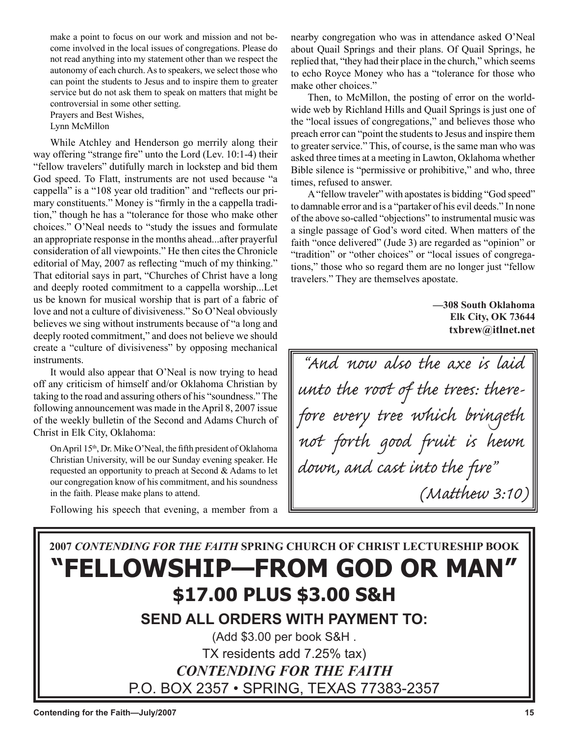make a point to focus on our work and mission and not become involved in the local issues of congregations. Please do not read anything into my statement other than we respect the autonomy of each church. As to speakers, we select those who can point the students to Jesus and to inspire them to greater service but do not ask them to speak on matters that might be controversial in some other setting.

Prayers and Best Wishes,
Lynn McMillon

While Atchley and Henderson go merrily along their way offering "strange fire" unto the Lord (Lev. 10:1-4) their "fellow travelers" dutifully march in lockstep and bid them God speed. To Flatt, instruments are not used because "a cappella" is a "108 year old tradition" and "reflects our primary constituents." Money is "firmly in the a cappella tradition," though he has a "tolerance for those who make other choices." O'Neal needs to "study the issues and formulate an appropriate response in the months ahead...after prayerful consideration of all viewpoints." He then cites the Chronicle editorial of May, 2007 as reflecting "much of my thinking." That editorial says in part, "Churches of Christ have a long and deeply rooted commitment to a cappella worship...Let us be known for musical worship that is part of a fabric of love and not a culture of divisiveness." So O'Neal obviously believes we sing without instruments because of "a long and deeply rooted commitment," and does not believe we should create a "culture of divisiveness" by opposing mechanical instruments.

It would also appear that O'Neal is now trying to head off any criticism of himself and/or Oklahoma Christian by taking to the road and assuring others of his "soundness." The following announcement was made in the April 8, 2007 issue of the weekly bulletin of the Second and Adams Church of Christ in Elk City, Oklahoma:

> On April 15th, Dr. Mike O'Neal, the fifth president of Oklahoma Christian University, will be our Sunday evening speaker. He requested an opportunity to preach at Second & Adams to let our congregation know of his commitment, and his soundness in the faith. Please make plans to attend.

Following his speech that evening, a member from a nearby congregation who was in attendance asked O'Neal about Quail Springs and their plans. Of Quail Springs, he replied that, "they had their place in the church," which seems to echo Royce Money who has a "tolerance for those who make other choices."

Then, to McMillon, the posting of error on the worldwide web by Richland Hills and Quail Springs is just one of the "local issues of congregations," and believes those who preach error can "point the students to Jesus and inspire them to greater service." This, of course, is the same man who was asked three times at a meeting in Lawton, Oklahoma whether Bible silence is "permissive or prohibitive," and who, three times, refused to answer.

A "fellow traveler" with apostates is bidding "God speed" to damnable error and is a "partaker of his evil deeds." In none of the above so-called "objections" to instrumental music was a single passage of God's word cited. When matters of the faith "once delivered" (Jude 3) are regarded as "opinion" or "tradition" or "other choices" or "local issues of congregations," those who so regard them are no longer just "fellow travelers." They are themselves apostate.

**—308 South Oklahoma**
**Elk City, OK 73644**
**txbrew@itlnet.net**

> *"And now also the axe is laid unto the root of the trees: therefore every tree which bringeth not forth good fruit is hewn down, and cast into the fire"*
>
> *(Matthew 3:10)*

**2007 *CONTENDING FOR THE FAITH* SPRING CHURCH OF CHRIST LECTURESHIP BOOK**

# "FELLOWSHIP—FROM GOD OR MAN"

## $17.00 PLUS $3.00 S&H

**SEND ALL ORDERS WITH PAYMENT TO:**

(Add $3.00 per book S&H .
TX residents add 7.25% tax)

***CONTENDING FOR THE FAITH***
P.O. BOX 2357 • SPRING, TEXAS 77383-2357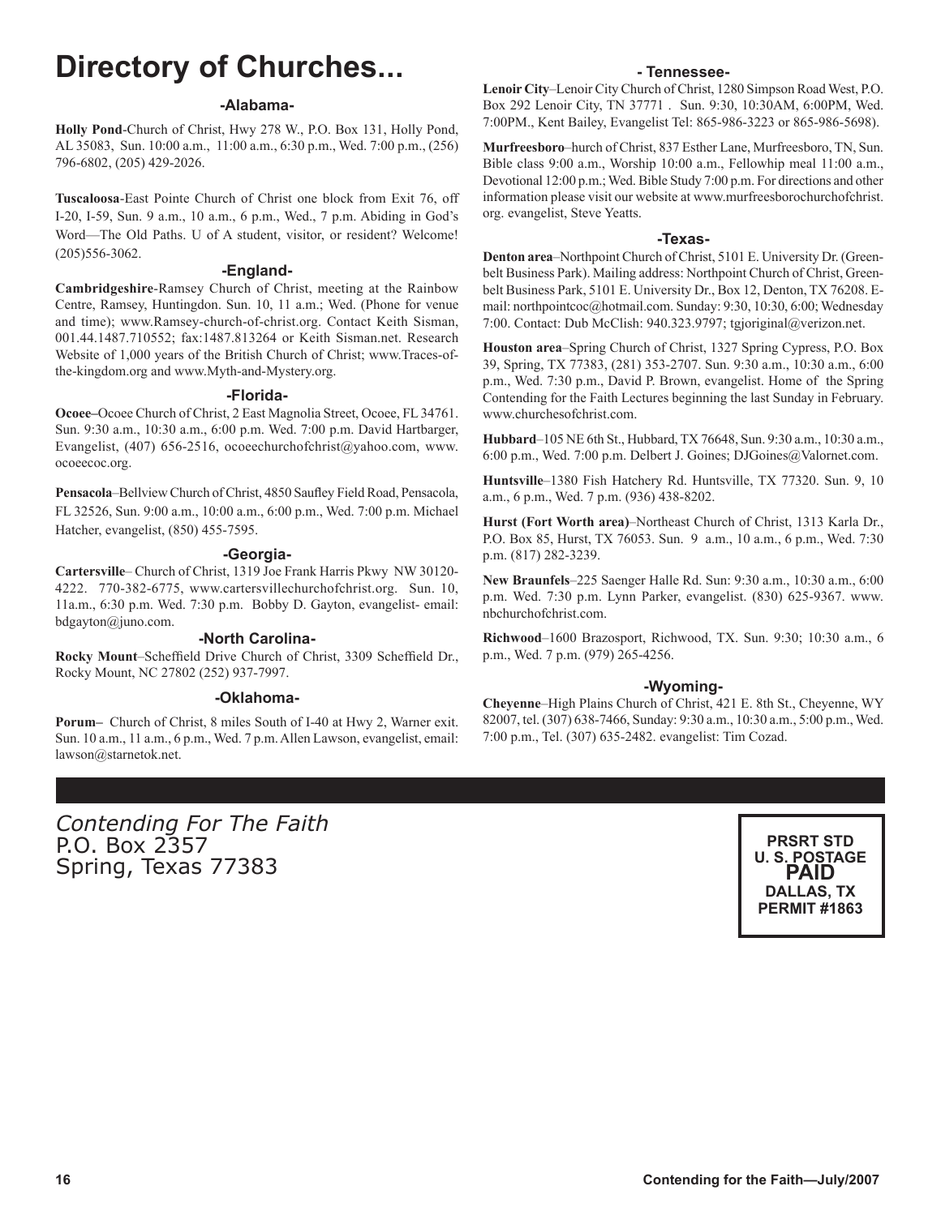# Directory of Churches...

### -Alabama-

**Holly Pond**-Church of Christ, Hwy 278 W., P.O. Box 131, Holly Pond, AL 35083, Sun. 10:00 a.m., 11:00 a.m., 6:30 p.m., Wed. 7:00 p.m., (256) 796-6802, (205) 429-2026.

**Tuscaloosa**-East Pointe Church of Christ one block from Exit 76, off I-20, I-59, Sun. 9 a.m., 10 a.m., 6 p.m., Wed., 7 p.m. Abiding in God's Word—The Old Paths. U of A student, visitor, or resident? Welcome! (205)556-3062.

### -England-

**Cambridgeshire**-Ramsey Church of Christ, meeting at the Rainbow Centre, Ramsey, Huntingdon. Sun. 10, 11 a.m.; Wed. (Phone for venue and time); www.Ramsey-church-of-christ.org. Contact Keith Sisman, 001.44.1487.710552; fax:1487.813264 or Keith Sisman.net. Research Website of 1,000 years of the British Church of Christ; www.Traces-of-the-kingdom.org and www.Myth-and-Mystery.org.

### -Florida-

**Ocoee–**Ocoee Church of Christ, 2 East Magnolia Street, Ocoee, FL 34761. Sun. 9:30 a.m., 10:30 a.m., 6:00 p.m. Wed. 7:00 p.m. David Hartbarger, Evangelist, (407) 656-2516, ocoeechurchofchrist@yahoo.com, www.ocoeecoc.org.

**Pensacola**–Bellview Church of Christ, 4850 Saufley Field Road, Pensacola, FL 32526, Sun. 9:00 a.m., 10:00 a.m., 6:00 p.m., Wed. 7:00 p.m. Michael Hatcher, evangelist, (850) 455-7595.

### -Georgia-

**Cartersville**– Church of Christ, 1319 Joe Frank Harris Pkwy NW 30120-4222. 770-382-6775, www.cartersvillechurchofchrist.org. Sun. 10, 11a.m., 6:30 p.m. Wed. 7:30 p.m. Bobby D. Gayton, evangelist- email: bdgayton@juno.com.

### -North Carolina-

**Rocky Mount**–Scheffield Drive Church of Christ, 3309 Scheffield Dr., Rocky Mount, NC 27802 (252) 937-7997.

### -Oklahoma-

**Porum–** Church of Christ, 8 miles South of I-40 at Hwy 2, Warner exit. Sun. 10 a.m., 11 a.m., 6 p.m., Wed. 7 p.m. Allen Lawson, evangelist, email: lawson@starnetok.net.

### - Tennessee-

**Lenoir City**–Lenoir City Church of Christ, 1280 Simpson Road West, P.O. Box 292 Lenoir City, TN 37771 . Sun. 9:30, 10:30AM, 6:00PM, Wed. 7:00PM., Kent Bailey, Evangelist Tel: 865-986-3223 or 865-986-5698).

**Murfreesboro**–hurch of Christ, 837 Esther Lane, Murfreesboro, TN, Sun. Bible class 9:00 a.m., Worship 10:00 a.m., Fellowhip meal 11:00 a.m., Devotional 12:00 p.m.; Wed. Bible Study 7:00 p.m. For directions and other information please visit our website at www.murfreesborochurchofchrist.org. evangelist, Steve Yeatts.

### -Texas-

**Denton area**–Northpoint Church of Christ, 5101 E. University Dr. (Greenbelt Business Park). Mailing address: Northpoint Church of Christ, Greenbelt Business Park, 5101 E. University Dr., Box 12, Denton, TX 76208. E-mail: northpointcoc@hotmail.com. Sunday: 9:30, 10:30, 6:00; Wednesday 7:00. Contact: Dub McClish: 940.323.9797; tgjoriginal@verizon.net.

**Houston area**–Spring Church of Christ, 1327 Spring Cypress, P.O. Box 39, Spring, TX 77383, (281) 353-2707. Sun. 9:30 a.m., 10:30 a.m., 6:00 p.m., Wed. 7:30 p.m., David P. Brown, evangelist. Home of the Spring Contending for the Faith Lectures beginning the last Sunday in February. www.churchesofchrist.com.

**Hubbard**–105 NE 6th St., Hubbard, TX 76648, Sun. 9:30 a.m., 10:30 a.m., 6:00 p.m., Wed. 7:00 p.m. Delbert J. Goines; DJGoines@Valornet.com.

**Huntsville**–1380 Fish Hatchery Rd. Huntsville, TX 77320. Sun. 9, 10 a.m., 6 p.m., Wed. 7 p.m. (936) 438-8202.

**Hurst (Fort Worth area)**–Northeast Church of Christ, 1313 Karla Dr., P.O. Box 85, Hurst, TX 76053. Sun. 9 a.m., 10 a.m., 6 p.m., Wed. 7:30 p.m. (817) 282-3239.

**New Braunfels**–225 Saenger Halle Rd. Sun: 9:30 a.m., 10:30 a.m., 6:00 p.m. Wed. 7:30 p.m. Lynn Parker, evangelist. (830) 625-9367. www.nbchurchofchrist.com.

**Richwood**–1600 Brazosport, Richwood, TX. Sun. 9:30; 10:30 a.m., 6 p.m., Wed. 7 p.m. (979) 265-4256.

### -Wyoming-

**Cheyenne**–High Plains Church of Christ, 421 E. 8th St., Cheyenne, WY 82007, tel. (307) 638-7466, Sunday: 9:30 a.m., 10:30 a.m., 5:00 p.m., Wed. 7:00 p.m., Tel. (307) 635-2482. evangelist: Tim Cozad.

*Contending For The Faith*
P.O. Box 2357
Spring, Texas 77383

**PRSRT STD**
**U. S. POSTAGE**
**PAID**
**DALLAS, TX**
**PERMIT #1863**